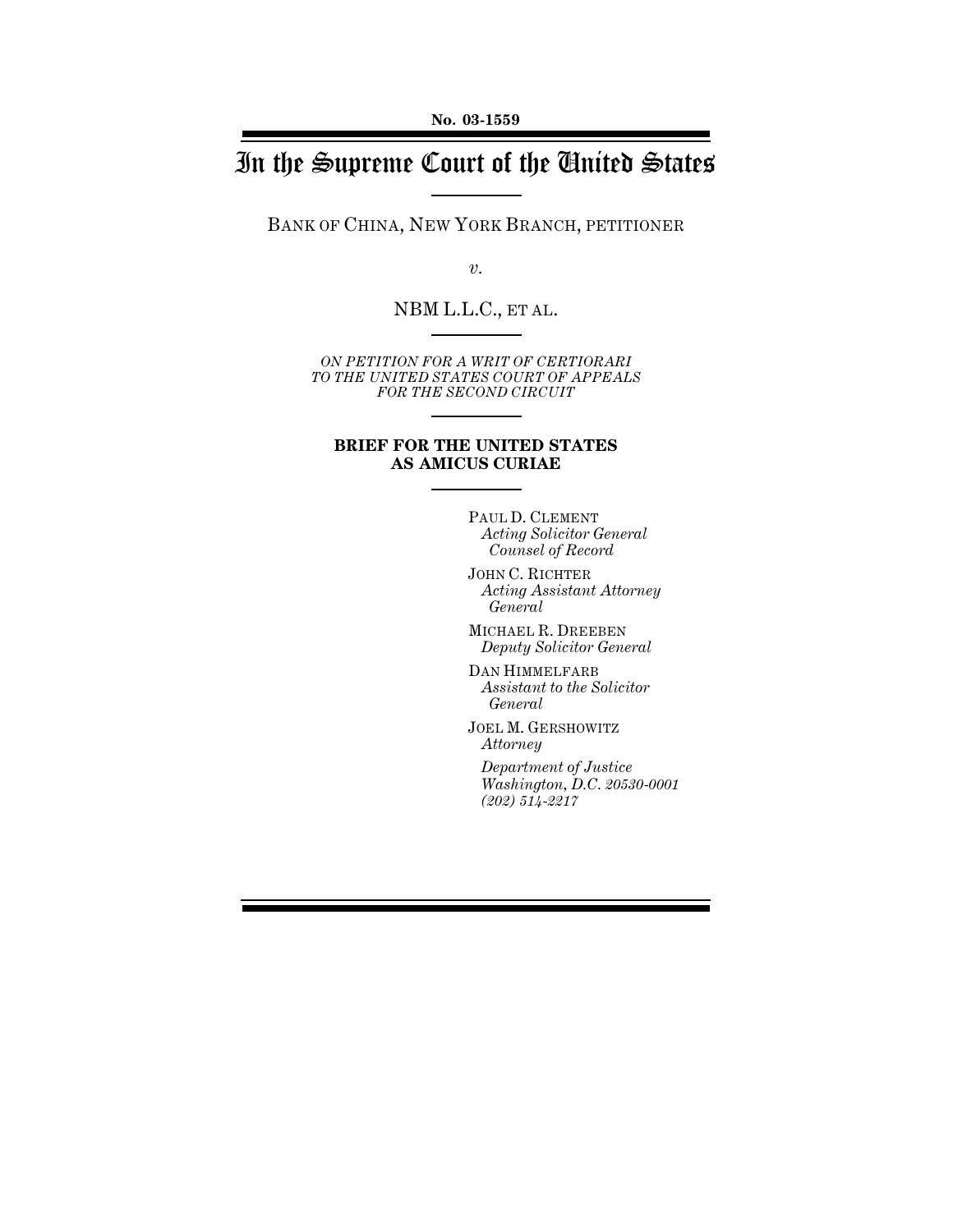No. 03-1559

# In the Supreme Court of the United States

BANK OF CHINA, NEW YORK BRANCH, PETITIONER

*v.*

NBM L.L.C., ET AL.

*ON PETITION FOR A WRIT OF CERTIORARI TO THE UNITED STATES COURT OF APPEALS FOR THE SECOND CIRCUIT*

**BRIEF FOR THE UNITED STATES AS AMICUS CURIAE**

PAUL D. CLEMENT
*Acting Solicitor General*
*Counsel of Record*

JOHN C. RICHTER
*Acting Assistant Attorney General*

MICHAEL R. DREEBEN
*Deputy Solicitor General*

DAN HIMMELFARB
*Assistant to the Solicitor General*

JOEL M. GERSHOWITZ
*Attorney*

*Department of Justice*
*Washington, D.C. 20530-0001*
*(202) 514-2217*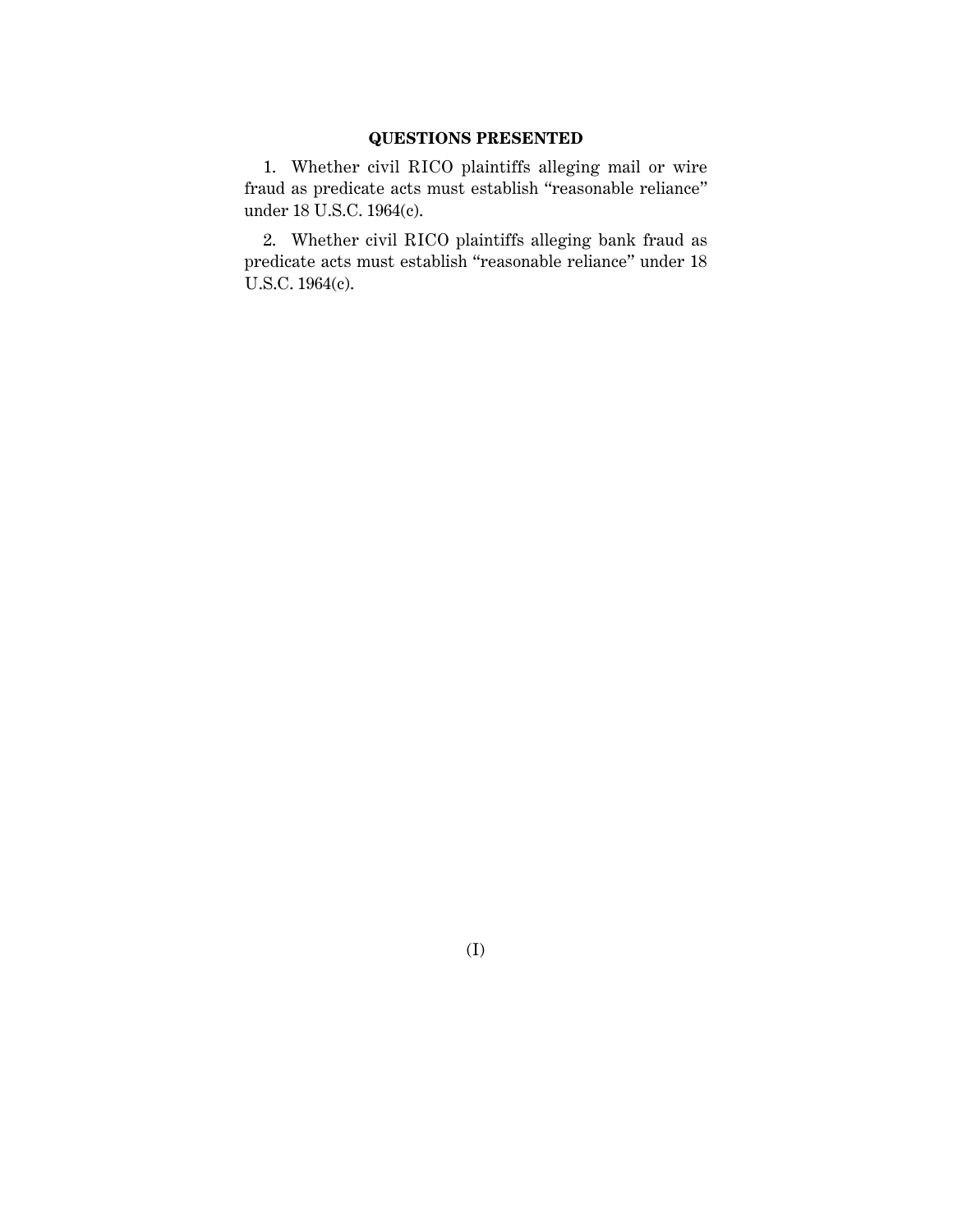## QUESTIONS PRESENTED

1. Whether civil RICO plaintiffs alleging mail or wire fraud as predicate acts must establish "reasonable reliance" under 18 U.S.C. 1964(c).

2. Whether civil RICO plaintiffs alleging bank fraud as predicate acts must establish "reasonable reliance" under 18 U.S.C. 1964(c).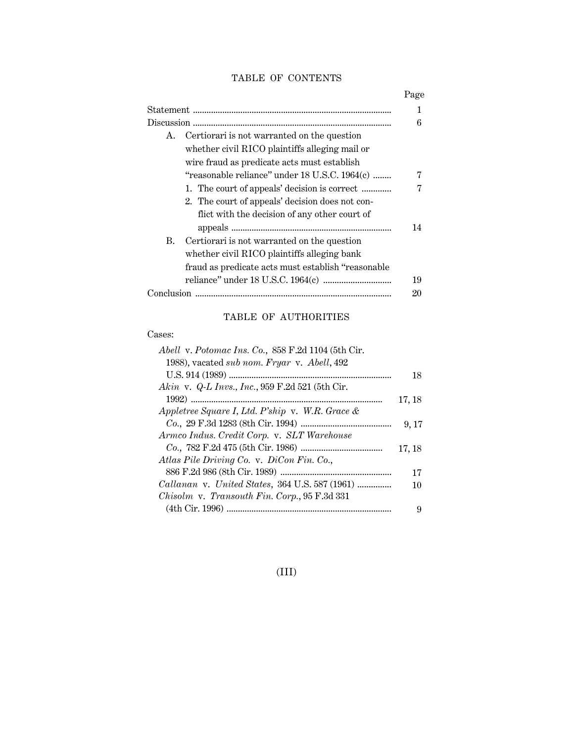## TABLE OF CONTENTS

| | Page |
|---|---|
| Statement | 1 |
| Discussion | 6 |
| A. Certiorari is not warranted on the question whether civil RICO plaintiffs alleging mail or wire fraud as predicate acts must establish "reasonable reliance" under 18 U.S.C. 1964(c) | 7 |
| 1. The court of appeals' decision is correct | 7 |
| 2. The court of appeals' decision does not conflict with the decision of any other court of appeals | 14 |
| B. Certiorari is not warranted on the question whether civil RICO plaintiffs alleging bank fraud as predicate acts must establish "reasonable reliance" under 18 U.S.C. 1964(c) | 19 |
| Conclusion | 20 |

## TABLE OF AUTHORITIES

Cases:

| | |
|---|---|
| *Abell* v. *Potomac Ins. Co.*, 858 F.2d 1104 (5th Cir. 1988), vacated *sub nom. Fryar* v. *Abell*, 492 U.S. 914 (1989) | 18 |
| *Akin* v. *Q-L Invs., Inc.*, 959 F.2d 521 (5th Cir. 1992) | 17, 18 |
| *Appletree Square I, Ltd. P'ship* v. *W.R. Grace & Co.*, 29 F.3d 1283 (8th Cir. 1994) | 9, 17 |
| *Armco Indus. Credit Corp.* v. *SLT Warehouse Co.*, 782 F.2d 475 (5th Cir. 1986) | 17, 18 |
| *Atlas Pile Driving Co.* v. *DiCon Fin. Co.*, 886 F.2d 986 (8th Cir. 1989) | 17 |
| *Callanan* v. *United States*, 364 U.S. 587 (1961) | 10 |
| *Chisolm* v. *Transouth Fin. Corp.*, 95 F.3d 331 (4th Cir. 1996) | 9 |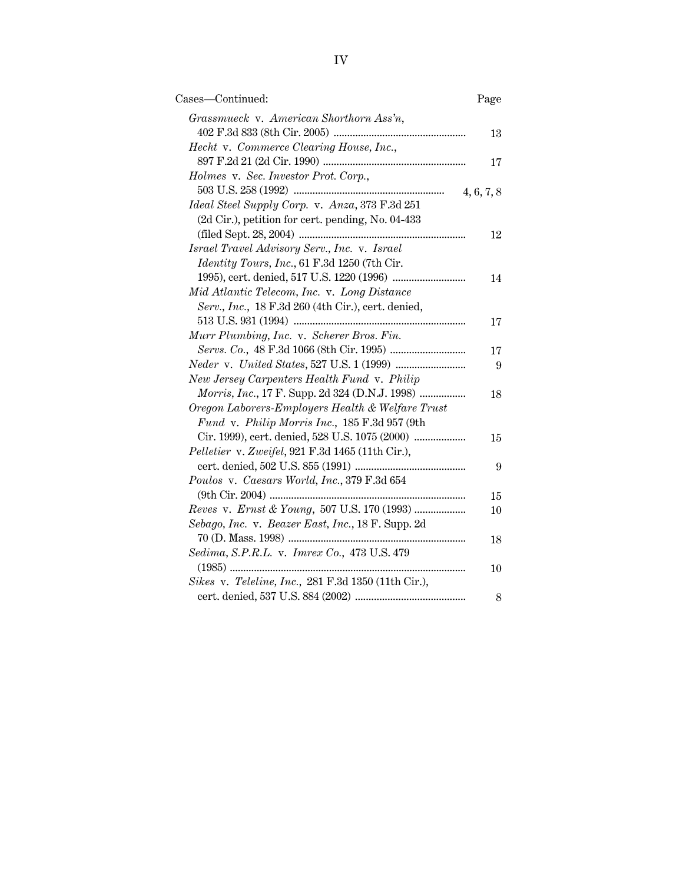| Cases—Continued: | Page |
| --- | --- |
| *Grassmueck* v. *American Shorthorn Ass'n*, 402 F.3d 833 (8th Cir. 2005) | 13 |
| *Hecht* v. *Commerce Clearing House, Inc.*, 897 F.2d 21 (2d Cir. 1990) | 17 |
| *Holmes* v. *Sec. Investor Prot. Corp.*, 503 U.S. 258 (1992) | 4, 6, 7, 8 |
| *Ideal Steel Supply Corp.* v. *Anza*, 373 F.3d 251 (2d Cir.), petition for cert. pending, No. 04-433 (filed Sept. 28, 2004) | 12 |
| *Israel Travel Advisory Serv., Inc.* v. *Israel Identity Tours, Inc.*, 61 F.3d 1250 (7th Cir. 1995), cert. denied, 517 U.S. 1220 (1996) | 14 |
| *Mid Atlantic Telecom, Inc.* v. *Long Distance Serv., Inc.*, 18 F.3d 260 (4th Cir.), cert. denied, 513 U.S. 931 (1994) | 17 |
| *Murr Plumbing, Inc.* v. *Scherer Bros. Fin. Servs. Co.*, 48 F.3d 1066 (8th Cir. 1995) | 17 |
| *Neder* v. *United States*, 527 U.S. 1 (1999) | 9 |
| *New Jersey Carpenters Health Fund* v. *Philip Morris, Inc.*, 17 F. Supp. 2d 324 (D.N.J. 1998) | 18 |
| *Oregon Laborers-Employers Health & Welfare Trust Fund* v. *Philip Morris Inc.*, 185 F.3d 957 (9th Cir. 1999), cert. denied, 528 U.S. 1075 (2000) | 15 |
| *Pelletier* v. *Zweifel*, 921 F.3d 1465 (11th Cir.), cert. denied, 502 U.S. 855 (1991) | 9 |
| *Poulos* v. *Caesars World, Inc.*, 379 F.3d 654 (9th Cir. 2004) | 15 |
| *Reves* v. *Ernst & Young*, 507 U.S. 170 (1993) | 10 |
| *Sebago, Inc.* v. *Beazer East, Inc.*, 18 F. Supp. 2d 70 (D. Mass. 1998) | 18 |
| *Sedima, S.P.R.L.* v. *Imrex Co.*, 473 U.S. 479 (1985) | 10 |
| *Sikes* v. *Teleline, Inc.*, 281 F.3d 1350 (11th Cir.), cert. denied, 537 U.S. 884 (2002) | 8 |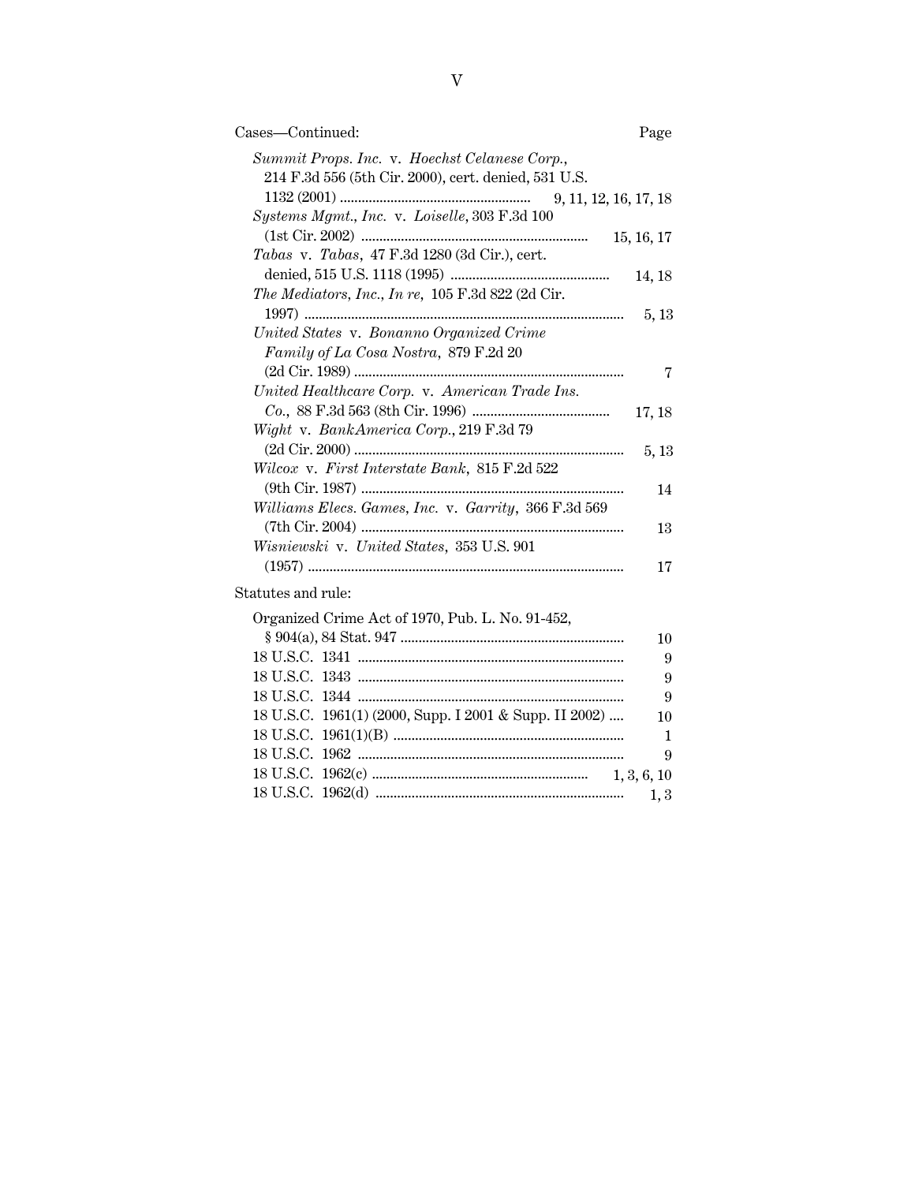Cases—Continued: Page

*Summit Props. Inc.* v. *Hoechst Celanese Corp.*, 214 F.3d 556 (5th Cir. 2000), cert. denied, 531 U.S. 1132 (2001) .................................................... 9, 11, 12, 16, 17, 18

*Systems Mgmt., Inc.* v. *Loiselle*, 303 F.3d 100 (1st Cir. 2002) .............................................................. 15, 16, 17

*Tabas* v. *Tabas*, 47 F.3d 1280 (3d Cir.), cert. denied, 515 U.S. 1118 (1995) ........................................... 14, 18

*The Mediators, Inc., In re*, 105 F.3d 822 (2d Cir. 1997) ........................................................................................ 5, 13

*United States* v. *Bonanno Organized Crime Family of La Cosa Nostra*, 879 F.2d 20 (2d Cir. 1989) .......................................................................... 7

*United Healthcare Corp.* v. *American Trade Ins. Co.*, 88 F.3d 563 (8th Cir. 1996) ...................................... 17, 18

*Wight* v. *BankAmerica Corp.*, 219 F.3d 79 (2d Cir. 2000) .......................................................................... 5, 13

*Wilcox* v. *First Interstate Bank*, 815 F.2d 522 (9th Cir. 1987) ........................................................................ 14

*Williams Elecs. Games, Inc.* v. *Garrity*, 366 F.3d 569 (7th Cir. 2004) ........................................................................ 13

*Wisniewski* v. *United States*, 353 U.S. 901 (1957) ....................................................................................... 17

Statutes and rule:

Organized Crime Act of 1970, Pub. L. No. 91-452, § 904(a), 84 Stat. 947 ............................................................. 10

18 U.S.C. 1341 ......................................................................... 9

18 U.S.C. 1343 ......................................................................... 9

18 U.S.C. 1344 ......................................................................... 9

18 U.S.C. 1961(1) (2000, Supp. I 2001 & Supp. II 2002) .... 10

18 U.S.C. 1961(1)(B) ............................................................... 1

18 U.S.C. 1962 ......................................................................... 9

18 U.S.C. 1962(c) ........................................................... 1, 3, 6, 10

18 U.S.C. 1962(d) .................................................................... 1, 3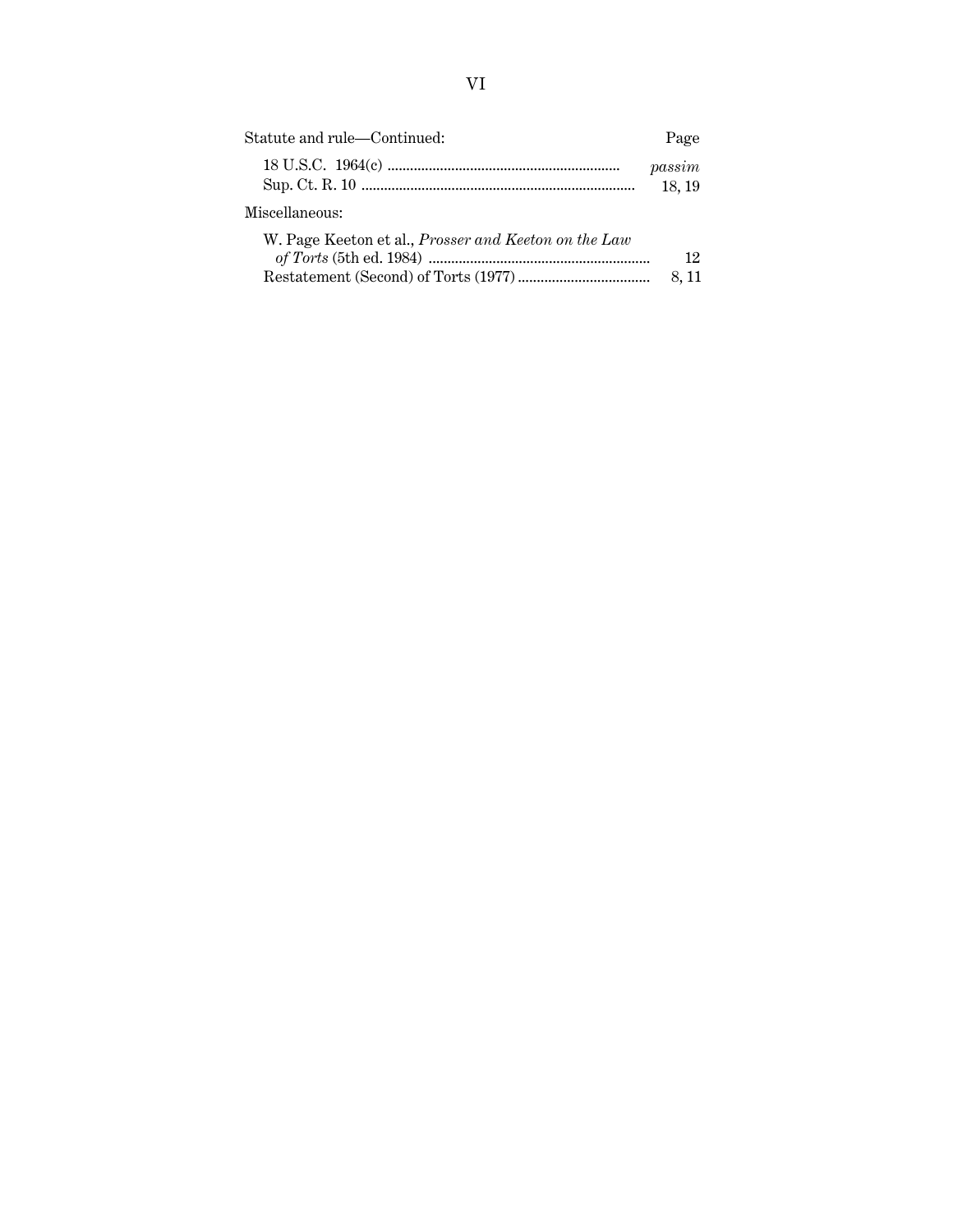| Statute and rule—Continued: | Page |
| --- | --- |
| 18 U.S.C. 1964(c) | *passim* |
| Sup. Ct. R. 10 | 18, 19 |

Miscellaneous:

| | |
| --- | --- |
| W. Page Keeton et al., *Prosser and Keeton on the Law of Torts* (5th ed. 1984) | 12 |
| Restatement (Second) of Torts (1977) | 8, 11 |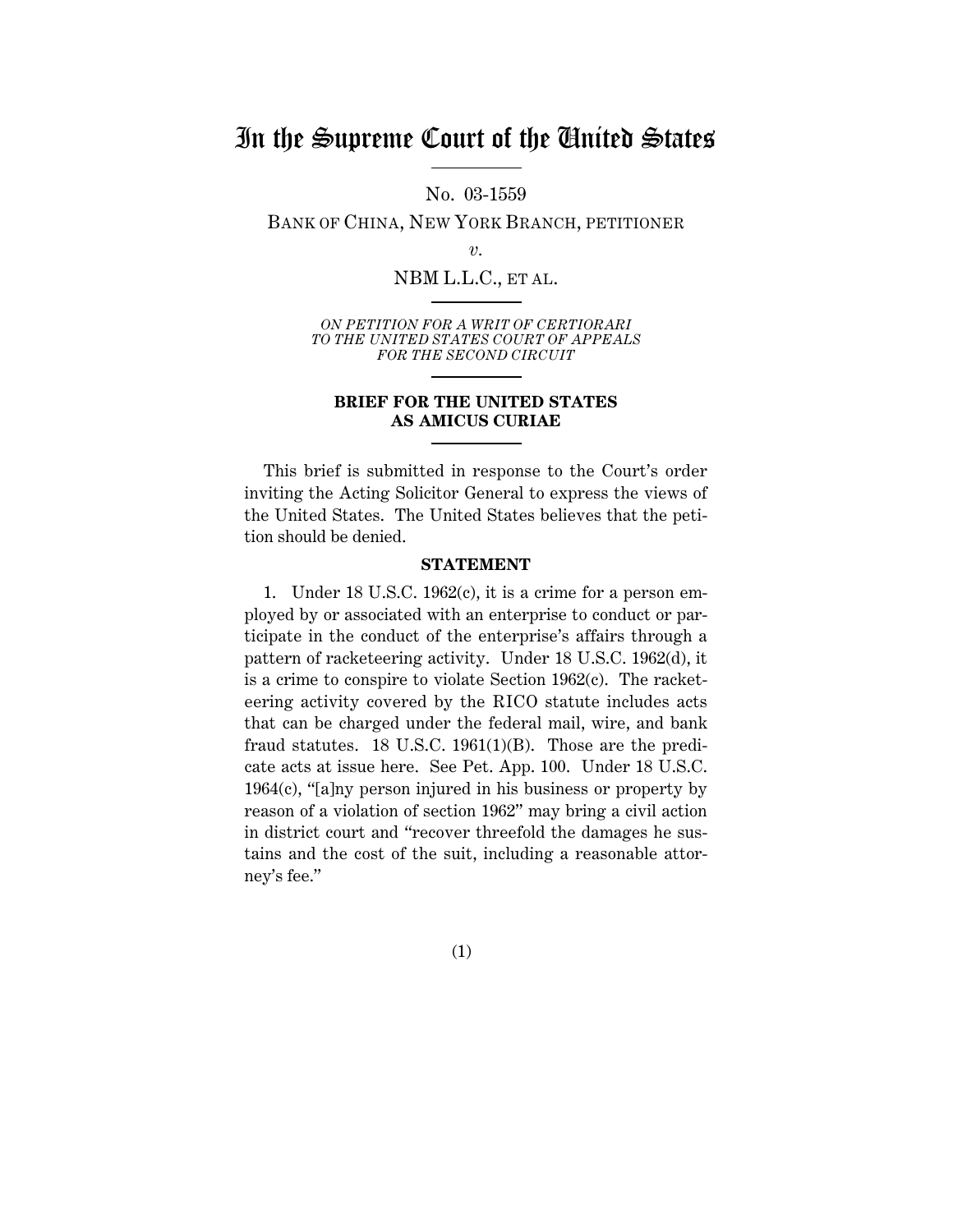# In the Supreme Court of the United States

No. 03-1559

BANK OF CHINA, NEW YORK BRANCH, PETITIONER

*v.*

NBM L.L.C., ET AL.

*ON PETITION FOR A WRIT OF CERTIORARI TO THE UNITED STATES COURT OF APPEALS FOR THE SECOND CIRCUIT*

**BRIEF FOR THE UNITED STATES AS AMICUS CURIAE**

This brief is submitted in response to the Court's order inviting the Acting Solicitor General to express the views of the United States. The United States believes that the petition should be denied.

**STATEMENT**

1. Under 18 U.S.C. 1962(c), it is a crime for a person employed by or associated with an enterprise to conduct or participate in the conduct of the enterprise's affairs through a pattern of racketeering activity. Under 18 U.S.C. 1962(d), it is a crime to conspire to violate Section 1962(c). The racketeering activity covered by the RICO statute includes acts that can be charged under the federal mail, wire, and bank fraud statutes. 18 U.S.C. 1961(1)(B). Those are the predicate acts at issue here. See Pet. App. 100. Under 18 U.S.C. 1964(c), "[a]ny person injured in his business or property by reason of a violation of section 1962" may bring a civil action in district court and "recover threefold the damages he sustains and the cost of the suit, including a reasonable attorney's fee."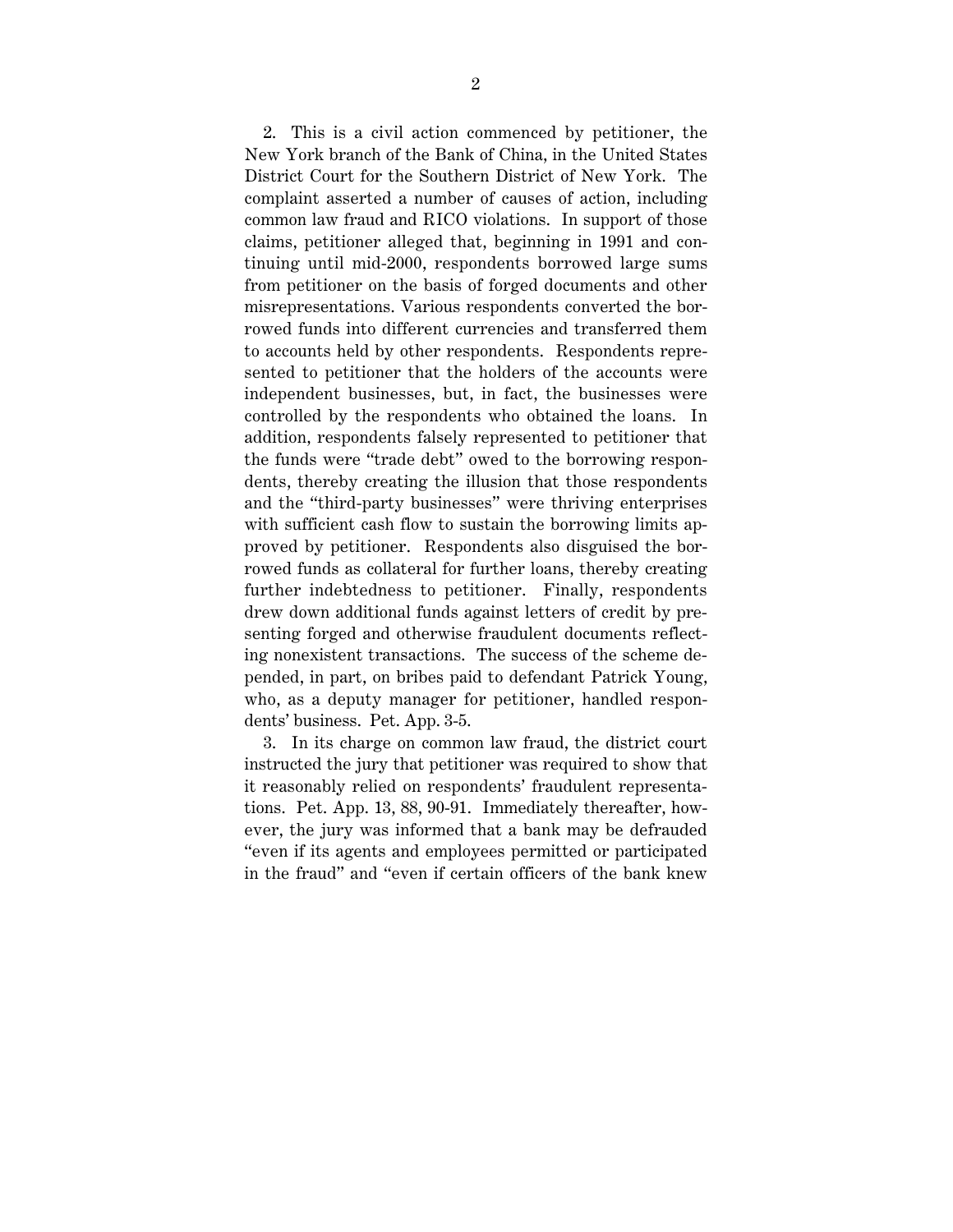2. This is a civil action commenced by petitioner, the New York branch of the Bank of China, in the United States District Court for the Southern District of New York. The complaint asserted a number of causes of action, including common law fraud and RICO violations. In support of those claims, petitioner alleged that, beginning in 1991 and continuing until mid-2000, respondents borrowed large sums from petitioner on the basis of forged documents and other misrepresentations. Various respondents converted the borrowed funds into different currencies and transferred them to accounts held by other respondents. Respondents represented to petitioner that the holders of the accounts were independent businesses, but, in fact, the businesses were controlled by the respondents who obtained the loans. In addition, respondents falsely represented to petitioner that the funds were "trade debt" owed to the borrowing respondents, thereby creating the illusion that those respondents and the "third-party businesses" were thriving enterprises with sufficient cash flow to sustain the borrowing limits approved by petitioner. Respondents also disguised the borrowed funds as collateral for further loans, thereby creating further indebtedness to petitioner. Finally, respondents drew down additional funds against letters of credit by presenting forged and otherwise fraudulent documents reflecting nonexistent transactions. The success of the scheme depended, in part, on bribes paid to defendant Patrick Young, who, as a deputy manager for petitioner, handled respondents' business. Pet. App. 3-5.

3. In its charge on common law fraud, the district court instructed the jury that petitioner was required to show that it reasonably relied on respondents' fraudulent representations. Pet. App. 13, 88, 90-91. Immediately thereafter, however, the jury was informed that a bank may be defrauded "even if its agents and employees permitted or participated in the fraud" and "even if certain officers of the bank knew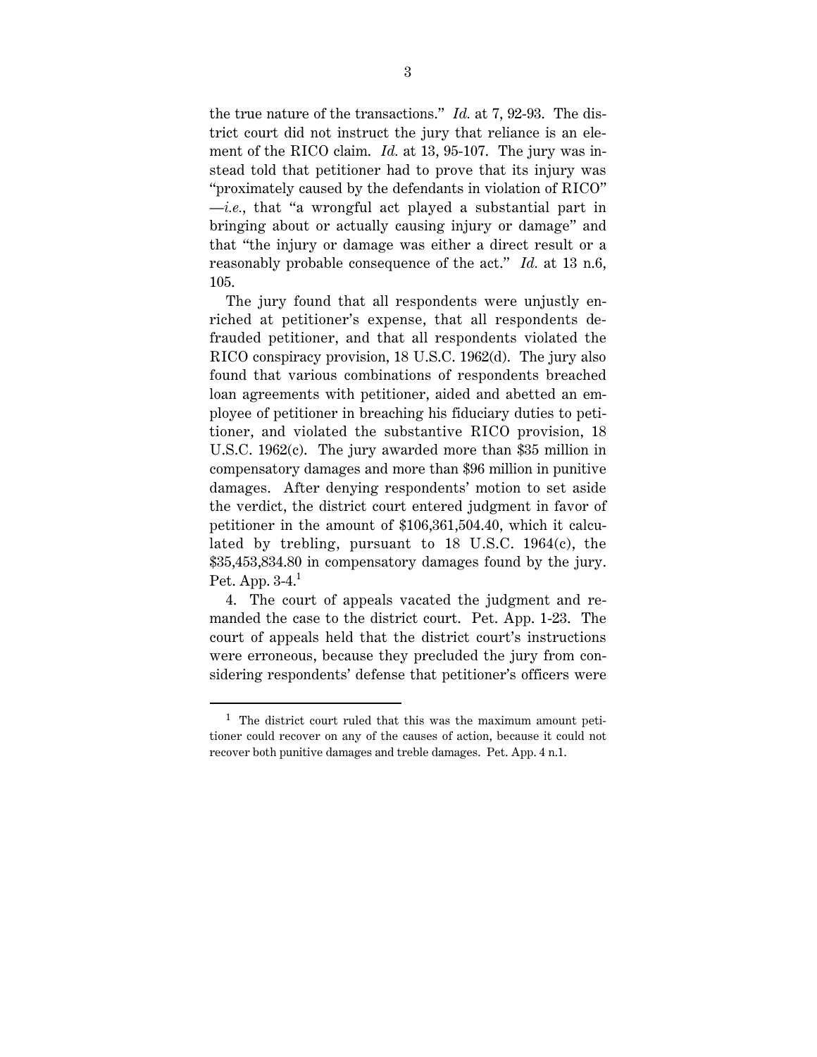the true nature of the transactions." *Id.* at 7, 92-93. The district court did not instruct the jury that reliance is an element of the RICO claim. *Id.* at 13, 95-107. The jury was instead told that petitioner had to prove that its injury was "proximately caused by the defendants in violation of RICO" —*i.e.*, that "a wrongful act played a substantial part in bringing about or actually causing injury or damage" and that "the injury or damage was either a direct result or a reasonably probable consequence of the act." *Id.* at 13 n.6, 105.

The jury found that all respondents were unjustly enriched at petitioner's expense, that all respondents defrauded petitioner, and that all respondents violated the RICO conspiracy provision, 18 U.S.C. 1962(d). The jury also found that various combinations of respondents breached loan agreements with petitioner, aided and abetted an employee of petitioner in breaching his fiduciary duties to petitioner, and violated the substantive RICO provision, 18 U.S.C. 1962(c). The jury awarded more than $35 million in compensatory damages and more than $96 million in punitive damages. After denying respondents' motion to set aside the verdict, the district court entered judgment in favor of petitioner in the amount of $106,361,504.40, which it calculated by trebling, pursuant to 18 U.S.C. 1964(c), the $35,453,834.80 in compensatory damages found by the jury. Pet. App. 3-4.[1]

4. The court of appeals vacated the judgment and remanded the case to the district court. Pet. App. 1-23. The court of appeals held that the district court's instructions were erroneous, because they precluded the jury from considering respondents' defense that petitioner's officers were

[1] The district court ruled that this was the maximum amount petitioner could recover on any of the causes of action, because it could not recover both punitive damages and treble damages. Pet. App. 4 n.1.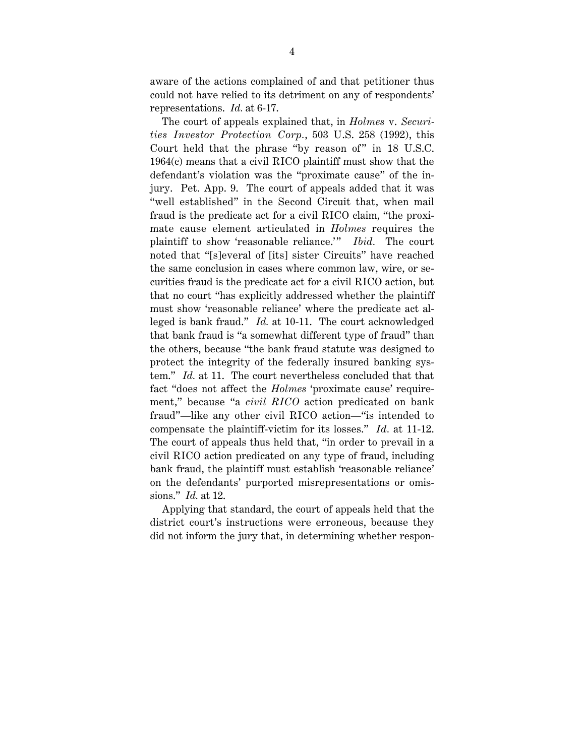aware of the actions complained of and that petitioner thus could not have relied to its detriment on any of respondents' representations. *Id.* at 6-17.

The court of appeals explained that, in *Holmes* v. *Securities Investor Protection Corp.*, 503 U.S. 258 (1992), this Court held that the phrase "by reason of" in 18 U.S.C. 1964(c) means that a civil RICO plaintiff must show that the defendant's violation was the "proximate cause" of the injury. Pet. App. 9. The court of appeals added that it was "well established" in the Second Circuit that, when mail fraud is the predicate act for a civil RICO claim, "the proximate cause element articulated in *Holmes* requires the plaintiff to show 'reasonable reliance.'" *Ibid.* The court noted that "[s]everal of [its] sister Circuits" have reached the same conclusion in cases where common law, wire, or securities fraud is the predicate act for a civil RICO action, but that no court "has explicitly addressed whether the plaintiff must show 'reasonable reliance' where the predicate act alleged is bank fraud." *Id.* at 10-11. The court acknowledged that bank fraud is "a somewhat different type of fraud" than the others, because "the bank fraud statute was designed to protect the integrity of the federally insured banking system." *Id.* at 11. The court nevertheless concluded that that fact "does not affect the *Holmes* 'proximate cause' requirement," because "a *civil RICO* action predicated on bank fraud"—like any other civil RICO action—"is intended to compensate the plaintiff-victim for its losses." *Id.* at 11-12. The court of appeals thus held that, "in order to prevail in a civil RICO action predicated on any type of fraud, including bank fraud, the plaintiff must establish 'reasonable reliance' on the defendants' purported misrepresentations or omissions." *Id.* at 12.

Applying that standard, the court of appeals held that the district court's instructions were erroneous, because they did not inform the jury that, in determining whether respon-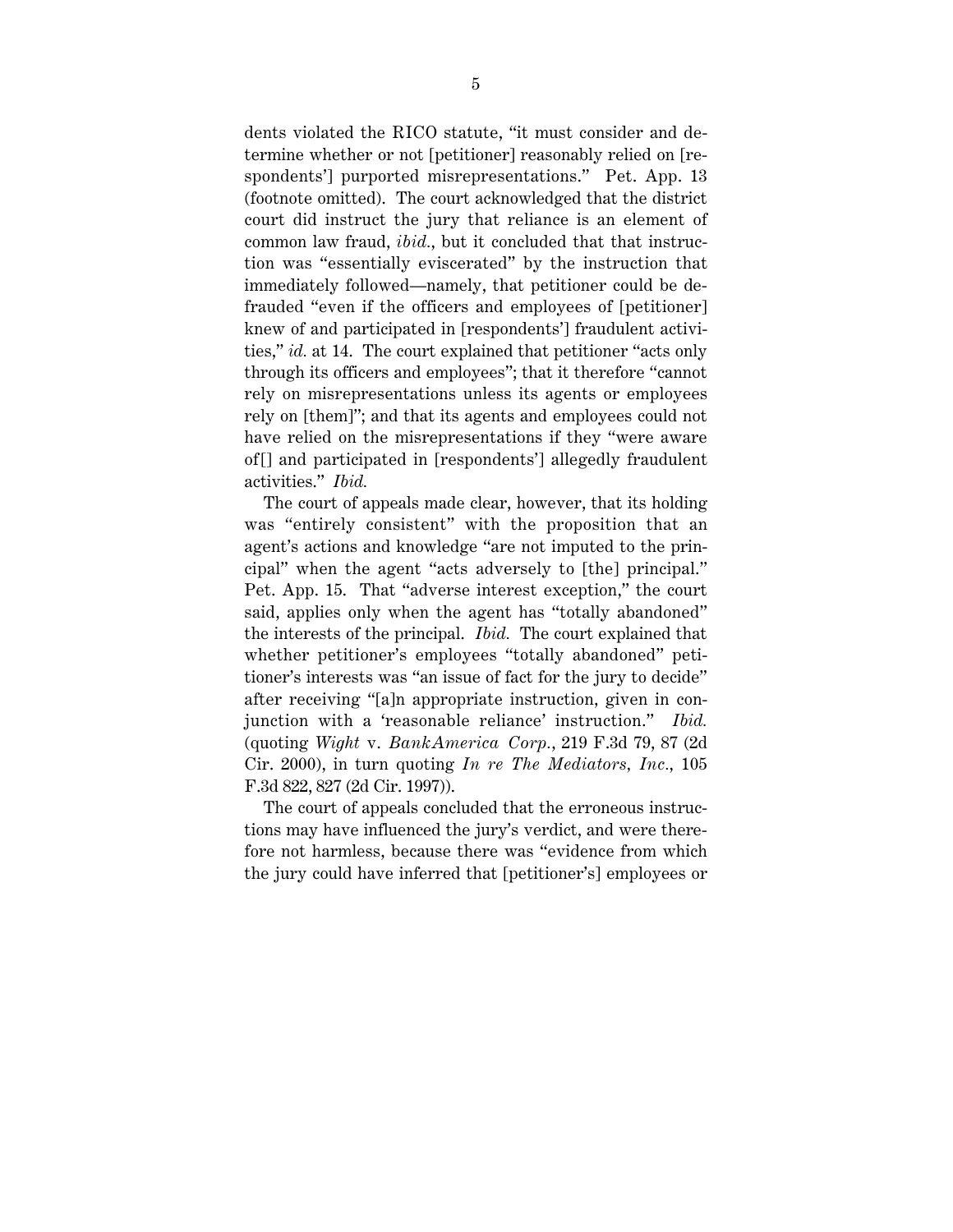dents violated the RICO statute, "it must consider and determine whether or not [petitioner] reasonably relied on [respondents'] purported misrepresentations." Pet. App. 13 (footnote omitted). The court acknowledged that the district court did instruct the jury that reliance is an element of common law fraud, *ibid.*, but it concluded that that instruction was "essentially eviscerated" by the instruction that immediately followed—namely, that petitioner could be defrauded "even if the officers and employees of [petitioner] knew of and participated in [respondents'] fraudulent activities," *id.* at 14. The court explained that petitioner "acts only through its officers and employees"; that it therefore "cannot rely on misrepresentations unless its agents or employees rely on [them]"; and that its agents and employees could not have relied on the misrepresentations if they "were aware of[] and participated in [respondents'] allegedly fraudulent activities." *Ibid.*

The court of appeals made clear, however, that its holding was "entirely consistent" with the proposition that an agent's actions and knowledge "are not imputed to the principal" when the agent "acts adversely to [the] principal." Pet. App. 15. That "adverse interest exception," the court said, applies only when the agent has "totally abandoned" the interests of the principal. *Ibid.* The court explained that whether petitioner's employees "totally abandoned" petitioner's interests was "an issue of fact for the jury to decide" after receiving "[a]n appropriate instruction, given in conjunction with a 'reasonable reliance' instruction." *Ibid.* (quoting *Wight* v. *BankAmerica Corp.*, 219 F.3d 79, 87 (2d Cir. 2000), in turn quoting *In re The Mediators, Inc.*, 105 F.3d 822, 827 (2d Cir. 1997)).

The court of appeals concluded that the erroneous instructions may have influenced the jury's verdict, and were therefore not harmless, because there was "evidence from which the jury could have inferred that [petitioner's] employees or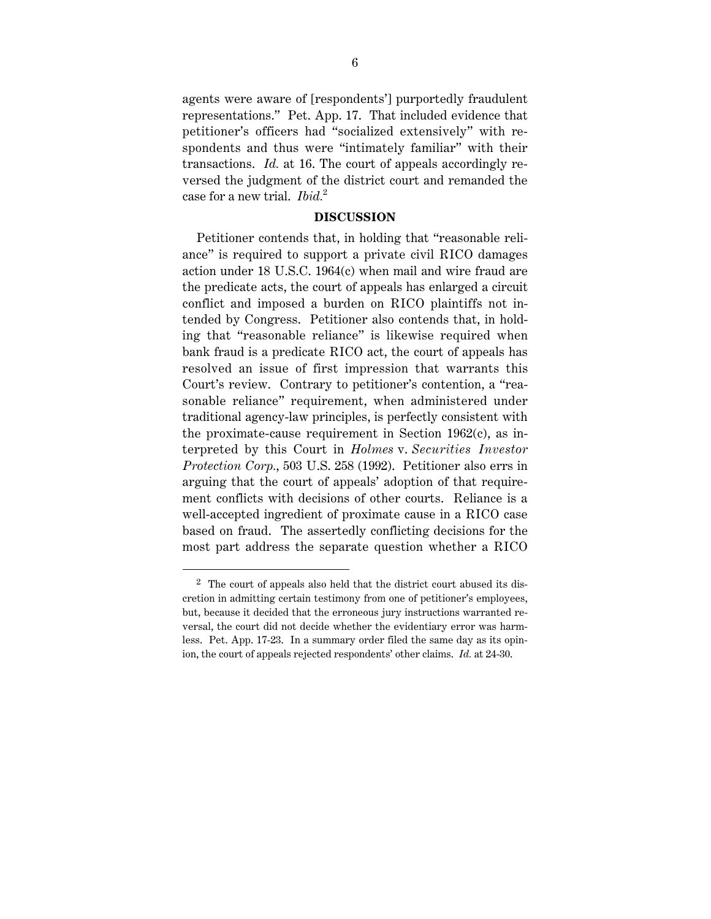agents were aware of [respondents'] purportedly fraudulent representations." Pet. App. 17. That included evidence that petitioner's officers had "socialized extensively" with respondents and thus were "intimately familiar" with their transactions. *Id.* at 16. The court of appeals accordingly reversed the judgment of the district court and remanded the case for a new trial. *Ibid.*[2]

## DISCUSSION

Petitioner contends that, in holding that "reasonable reliance" is required to support a private civil RICO damages action under 18 U.S.C. 1964(c) when mail and wire fraud are the predicate acts, the court of appeals has enlarged a circuit conflict and imposed a burden on RICO plaintiffs not intended by Congress. Petitioner also contends that, in holding that "reasonable reliance" is likewise required when bank fraud is a predicate RICO act, the court of appeals has resolved an issue of first impression that warrants this Court's review. Contrary to petitioner's contention, a "reasonable reliance" requirement, when administered under traditional agency-law principles, is perfectly consistent with the proximate-cause requirement in Section 1962(c), as interpreted by this Court in *Holmes* v. *Securities Investor Protection Corp.*, 503 U.S. 258 (1992). Petitioner also errs in arguing that the court of appeals' adoption of that requirement conflicts with decisions of other courts. Reliance is a well-accepted ingredient of proximate cause in a RICO case based on fraud. The assertedly conflicting decisions for the most part address the separate question whether a RICO

---

[2] The court of appeals also held that the district court abused its discretion in admitting certain testimony from one of petitioner's employees, but, because it decided that the erroneous jury instructions warranted reversal, the court did not decide whether the evidentiary error was harmless. Pet. App. 17-23. In a summary order filed the same day as its opinion, the court of appeals rejected respondents' other claims. *Id.* at 24-30.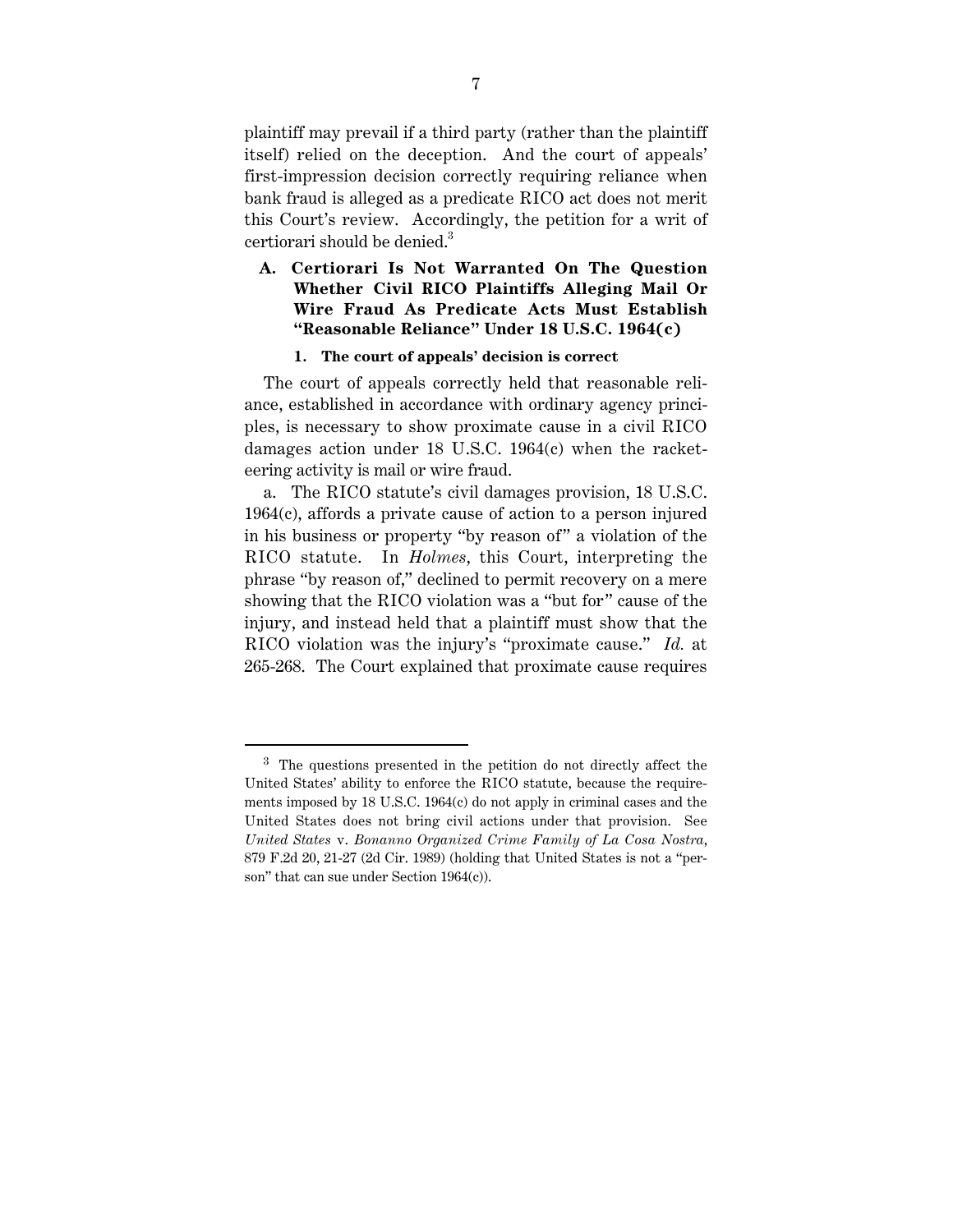plaintiff may prevail if a third party (rather than the plaintiff itself) relied on the deception. And the court of appeals' first-impression decision correctly requiring reliance when bank fraud is alleged as a predicate RICO act does not merit this Court's review. Accordingly, the petition for a writ of certiorari should be denied.[3]

### A. Certiorari Is Not Warranted On The Question Whether Civil RICO Plaintiffs Alleging Mail Or Wire Fraud As Predicate Acts Must Establish "Reasonable Reliance" Under 18 U.S.C. 1964(c)

#### 1. The court of appeals' decision is correct

The court of appeals correctly held that reasonable reliance, established in accordance with ordinary agency principles, is necessary to show proximate cause in a civil RICO damages action under 18 U.S.C. 1964(c) when the racketeering activity is mail or wire fraud.

a. The RICO statute's civil damages provision, 18 U.S.C. 1964(c), affords a private cause of action to a person injured in his business or property "by reason of" a violation of the RICO statute. In *Holmes*, this Court, interpreting the phrase "by reason of," declined to permit recovery on a mere showing that the RICO violation was a "but for" cause of the injury, and instead held that a plaintiff must show that the RICO violation was the injury's "proximate cause." *Id.* at 265-268. The Court explained that proximate cause requires

---

[3] The questions presented in the petition do not directly affect the United States' ability to enforce the RICO statute, because the requirements imposed by 18 U.S.C. 1964(c) do not apply in criminal cases and the United States does not bring civil actions under that provision. See *United States* v. *Bonanno Organized Crime Family of La Cosa Nostra*, 879 F.2d 20, 21-27 (2d Cir. 1989) (holding that United States is not a "person" that can sue under Section 1964(c)).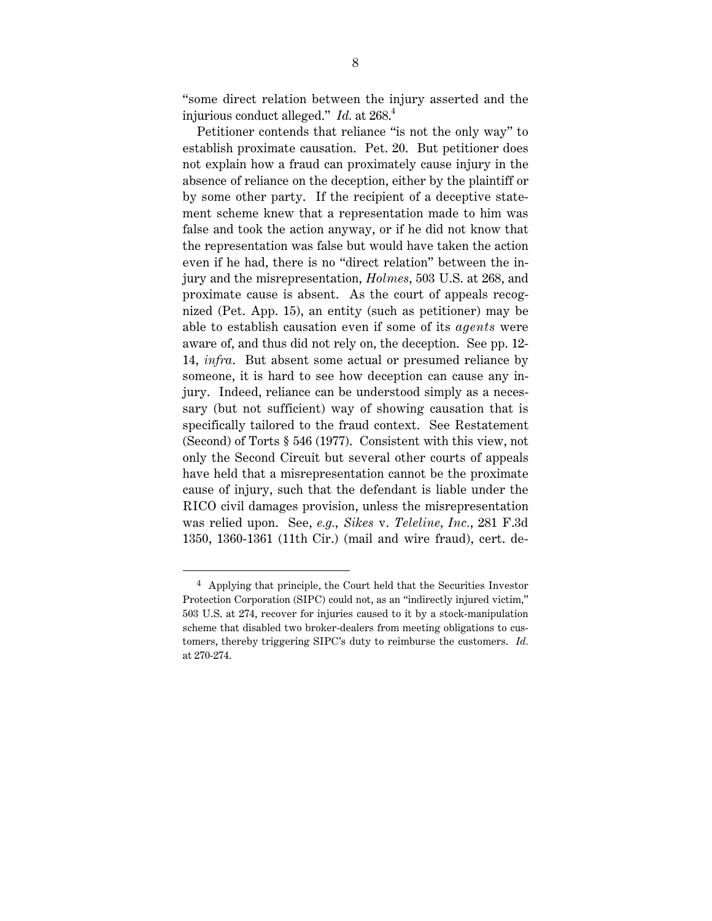"some direct relation between the injury asserted and the injurious conduct alleged." *Id.* at 268.[4]

Petitioner contends that reliance "is not the only way" to establish proximate causation. Pet. 20. But petitioner does not explain how a fraud can proximately cause injury in the absence of reliance on the deception, either by the plaintiff or by some other party. If the recipient of a deceptive statement scheme knew that a representation made to him was false and took the action anyway, or if he did not know that the representation was false but would have taken the action even if he had, there is no "direct relation" between the injury and the misrepresentation, *Holmes*, 503 U.S. at 268, and proximate cause is absent. As the court of appeals recognized (Pet. App. 15), an entity (such as petitioner) may be able to establish causation even if some of its *agents* were aware of, and thus did not rely on, the deception. See pp. 12-14, *infra*. But absent some actual or presumed reliance by someone, it is hard to see how deception can cause any injury. Indeed, reliance can be understood simply as a necessary (but not sufficient) way of showing causation that is specifically tailored to the fraud context. See Restatement (Second) of Torts § 546 (1977). Consistent with this view, not only the Second Circuit but several other courts of appeals have held that a misrepresentation cannot be the proximate cause of injury, such that the defendant is liable under the RICO civil damages provision, unless the misrepresentation was relied upon. See, *e.g.*, *Sikes* v. *Teleline, Inc.*, 281 F.3d 1350, 1360-1361 (11th Cir.) (mail and wire fraud), cert. de-

---

[4] Applying that principle, the Court held that the Securities Investor Protection Corporation (SIPC) could not, as an "indirectly injured victim," 503 U.S. at 274, recover for injuries caused to it by a stock-manipulation scheme that disabled two broker-dealers from meeting obligations to customers, thereby triggering SIPC's duty to reimburse the customers. *Id.* at 270-274.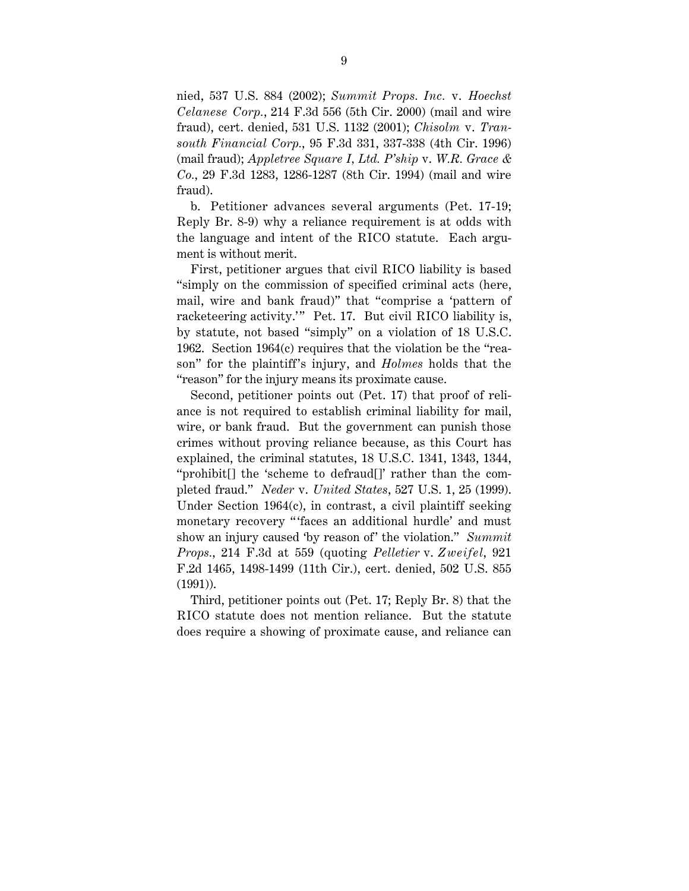nied, 537 U.S. 884 (2002); *Summit Props. Inc.* v. *Hoechst Celanese Corp.*, 214 F.3d 556 (5th Cir. 2000) (mail and wire fraud), cert. denied, 531 U.S. 1132 (2001); *Chisolm* v. *Transouth Financial Corp.*, 95 F.3d 331, 337-338 (4th Cir. 1996) (mail fraud); *Appletree Square I, Ltd. P'ship* v. *W.R. Grace & Co.*, 29 F.3d 1283, 1286-1287 (8th Cir. 1994) (mail and wire fraud).

b. Petitioner advances several arguments (Pet. 17-19; Reply Br. 8-9) why a reliance requirement is at odds with the language and intent of the RICO statute. Each argument is without merit.

First, petitioner argues that civil RICO liability is based "simply on the commission of specified criminal acts (here, mail, wire and bank fraud)" that "comprise a 'pattern of racketeering activity.'" Pet. 17. But civil RICO liability is, by statute, not based "simply" on a violation of 18 U.S.C. 1962. Section 1964(c) requires that the violation be the "reason" for the plaintiff's injury, and *Holmes* holds that the "reason" for the injury means its proximate cause.

Second, petitioner points out (Pet. 17) that proof of reliance is not required to establish criminal liability for mail, wire, or bank fraud. But the government can punish those crimes without proving reliance because, as this Court has explained, the criminal statutes, 18 U.S.C. 1341, 1343, 1344, "prohibit[] the 'scheme to defraud[]' rather than the completed fraud." *Neder* v. *United States*, 527 U.S. 1, 25 (1999). Under Section 1964(c), in contrast, a civil plaintiff seeking monetary recovery "'faces an additional hurdle' and must show an injury caused 'by reason of' the violation." *Summit Props.*, 214 F.3d at 559 (quoting *Pelletier* v. *Zweifel*, 921 F.2d 1465, 1498-1499 (11th Cir.), cert. denied, 502 U.S. 855 (1991)).

Third, petitioner points out (Pet. 17; Reply Br. 8) that the RICO statute does not mention reliance. But the statute does require a showing of proximate cause, and reliance can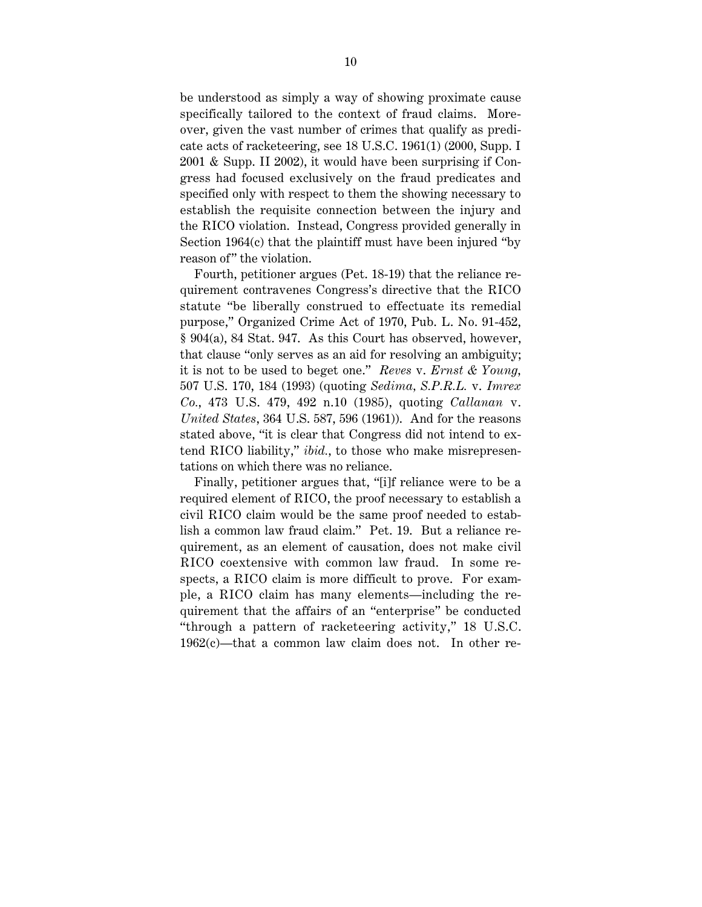be understood as simply a way of showing proximate cause specifically tailored to the context of fraud claims. Moreover, given the vast number of crimes that qualify as predicate acts of racketeering, see 18 U.S.C. 1961(1) (2000, Supp. I 2001 & Supp. II 2002), it would have been surprising if Congress had focused exclusively on the fraud predicates and specified only with respect to them the showing necessary to establish the requisite connection between the injury and the RICO violation. Instead, Congress provided generally in Section 1964(c) that the plaintiff must have been injured "by reason of" the violation.

Fourth, petitioner argues (Pet. 18-19) that the reliance requirement contravenes Congress's directive that the RICO statute "be liberally construed to effectuate its remedial purpose," Organized Crime Act of 1970, Pub. L. No. 91-452, § 904(a), 84 Stat. 947. As this Court has observed, however, that clause "only serves as an aid for resolving an ambiguity; it is not to be used to beget one." *Reves* v. *Ernst & Young*, 507 U.S. 170, 184 (1993) (quoting *Sedima, S.P.R.L.* v. *Imrex Co.*, 473 U.S. 479, 492 n.10 (1985), quoting *Callanan* v. *United States*, 364 U.S. 587, 596 (1961)). And for the reasons stated above, "it is clear that Congress did not intend to extend RICO liability," *ibid.*, to those who make misrepresentations on which there was no reliance.

Finally, petitioner argues that, "[i]f reliance were to be a required element of RICO, the proof necessary to establish a civil RICO claim would be the same proof needed to establish a common law fraud claim." Pet. 19. But a reliance requirement, as an element of causation, does not make civil RICO coextensive with common law fraud. In some respects, a RICO claim is more difficult to prove. For example, a RICO claim has many elements—including the requirement that the affairs of an "enterprise" be conducted "through a pattern of racketeering activity," 18 U.S.C. 1962(c)—that a common law claim does not. In other re-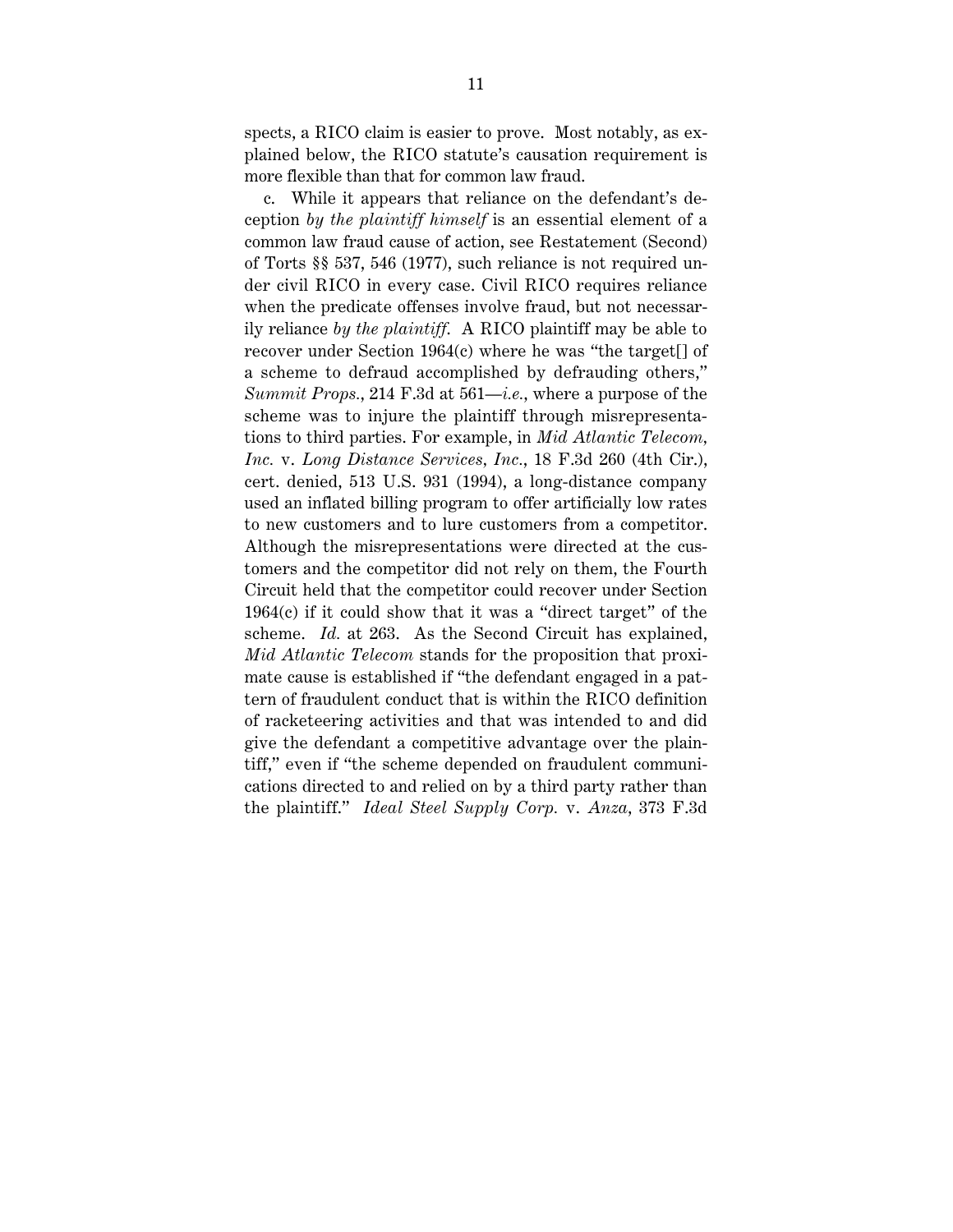spects, a RICO claim is easier to prove. Most notably, as explained below, the RICO statute's causation requirement is more flexible than that for common law fraud.

c. While it appears that reliance on the defendant's deception *by the plaintiff himself* is an essential element of a common law fraud cause of action, see Restatement (Second) of Torts §§ 537, 546 (1977), such reliance is not required under civil RICO in every case. Civil RICO requires reliance when the predicate offenses involve fraud, but not necessarily reliance *by the plaintiff*. A RICO plaintiff may be able to recover under Section 1964(c) where he was "the target[] of a scheme to defraud accomplished by defrauding others," *Summit Props.*, 214 F.3d at 561—*i.e.*, where a purpose of the scheme was to injure the plaintiff through misrepresentations to third parties. For example, in *Mid Atlantic Telecom, Inc.* v. *Long Distance Services, Inc.*, 18 F.3d 260 (4th Cir.), cert. denied, 513 U.S. 931 (1994), a long-distance company used an inflated billing program to offer artificially low rates to new customers and to lure customers from a competitor. Although the misrepresentations were directed at the customers and the competitor did not rely on them, the Fourth Circuit held that the competitor could recover under Section 1964(c) if it could show that it was a "direct target" of the scheme. *Id.* at 263. As the Second Circuit has explained, *Mid Atlantic Telecom* stands for the proposition that proximate cause is established if "the defendant engaged in a pattern of fraudulent conduct that is within the RICO definition of racketeering activities and that was intended to and did give the defendant a competitive advantage over the plaintiff," even if "the scheme depended on fraudulent communications directed to and relied on by a third party rather than the plaintiff." *Ideal Steel Supply Corp.* v. *Anza*, 373 F.3d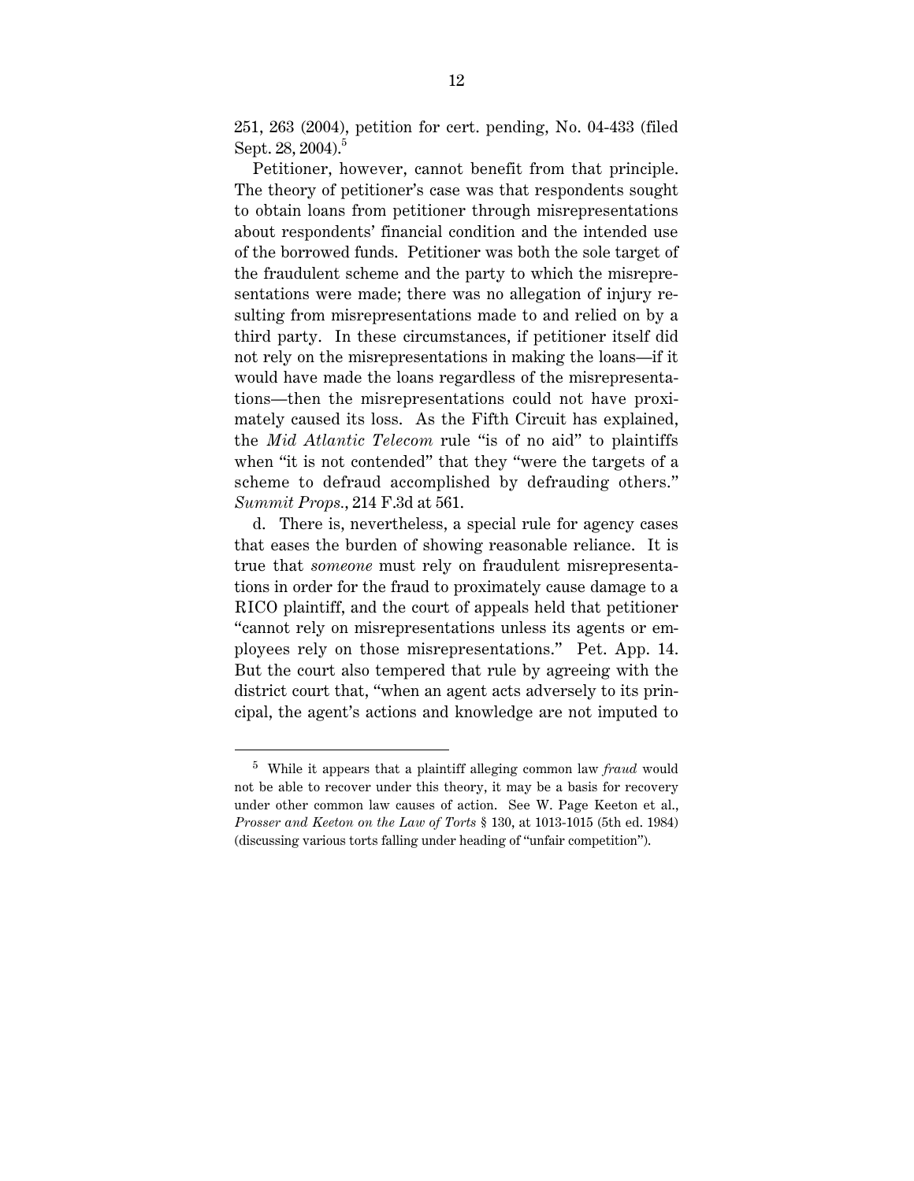251, 263 (2004), petition for cert. pending, No. 04-433 (filed Sept. 28, 2004).[5]

Petitioner, however, cannot benefit from that principle. The theory of petitioner's case was that respondents sought to obtain loans from petitioner through misrepresentations about respondents' financial condition and the intended use of the borrowed funds. Petitioner was both the sole target of the fraudulent scheme and the party to which the misrepresentations were made; there was no allegation of injury resulting from misrepresentations made to and relied on by a third party. In these circumstances, if petitioner itself did not rely on the misrepresentations in making the loans—if it would have made the loans regardless of the misrepresentations—then the misrepresentations could not have proximately caused its loss. As the Fifth Circuit has explained, the *Mid Atlantic Telecom* rule "is of no aid" to plaintiffs when "it is not contended" that they "were the targets of a scheme to defraud accomplished by defrauding others." *Summit Props.*, 214 F.3d at 561.

d. There is, nevertheless, a special rule for agency cases that eases the burden of showing reasonable reliance. It is true that *someone* must rely on fraudulent misrepresentations in order for the fraud to proximately cause damage to a RICO plaintiff, and the court of appeals held that petitioner "cannot rely on misrepresentations unless its agents or employees rely on those misrepresentations." Pet. App. 14. But the court also tempered that rule by agreeing with the district court that, "when an agent acts adversely to its principal, the agent's actions and knowledge are not imputed to

---

[5] While it appears that a plaintiff alleging common law *fraud* would not be able to recover under this theory, it may be a basis for recovery under other common law causes of action. See W. Page Keeton et al., *Prosser and Keeton on the Law of Torts* § 130, at 1013-1015 (5th ed. 1984) (discussing various torts falling under heading of "unfair competition").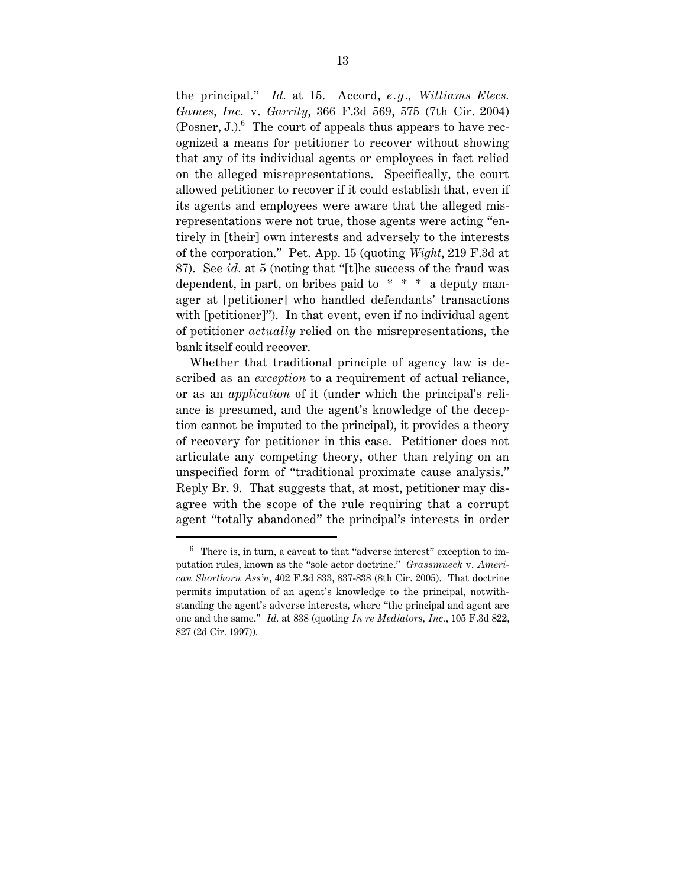the principal." *Id.* at 15. Accord, *e.g.*, *Williams Elecs. Games, Inc.* v. *Garrity*, 366 F.3d 569, 575 (7th Cir. 2004) (Posner, J.).[6] The court of appeals thus appears to have recognized a means for petitioner to recover without showing that any of its individual agents or employees in fact relied on the alleged misrepresentations. Specifically, the court allowed petitioner to recover if it could establish that, even if its agents and employees were aware that the alleged misrepresentations were not true, those agents were acting "entirely in [their] own interests and adversely to the interests of the corporation." Pet. App. 15 (quoting *Wight*, 219 F.3d at 87). See *id.* at 5 (noting that "[t]he success of the fraud was dependent, in part, on bribes paid to * * * a deputy manager at [petitioner] who handled defendants' transactions with [petitioner]"). In that event, even if no individual agent of petitioner *actually* relied on the misrepresentations, the bank itself could recover.

Whether that traditional principle of agency law is described as an *exception* to a requirement of actual reliance, or as an *application* of it (under which the principal's reliance is presumed, and the agent's knowledge of the deception cannot be imputed to the principal), it provides a theory of recovery for petitioner in this case. Petitioner does not articulate any competing theory, other than relying on an unspecified form of "traditional proximate cause analysis." Reply Br. 9. That suggests that, at most, petitioner may disagree with the scope of the rule requiring that a corrupt agent "totally abandoned" the principal's interests in order

---

[6] There is, in turn, a caveat to that "adverse interest" exception to imputation rules, known as the "sole actor doctrine." *Grassmueck* v. *American Shorthorn Ass'n*, 402 F.3d 833, 837-838 (8th Cir. 2005). That doctrine permits imputation of an agent's knowledge to the principal, notwithstanding the agent's adverse interests, where "the principal and agent are one and the same." *Id.* at 838 (quoting *In re Mediators, Inc.*, 105 F.3d 822, 827 (2d Cir. 1997)).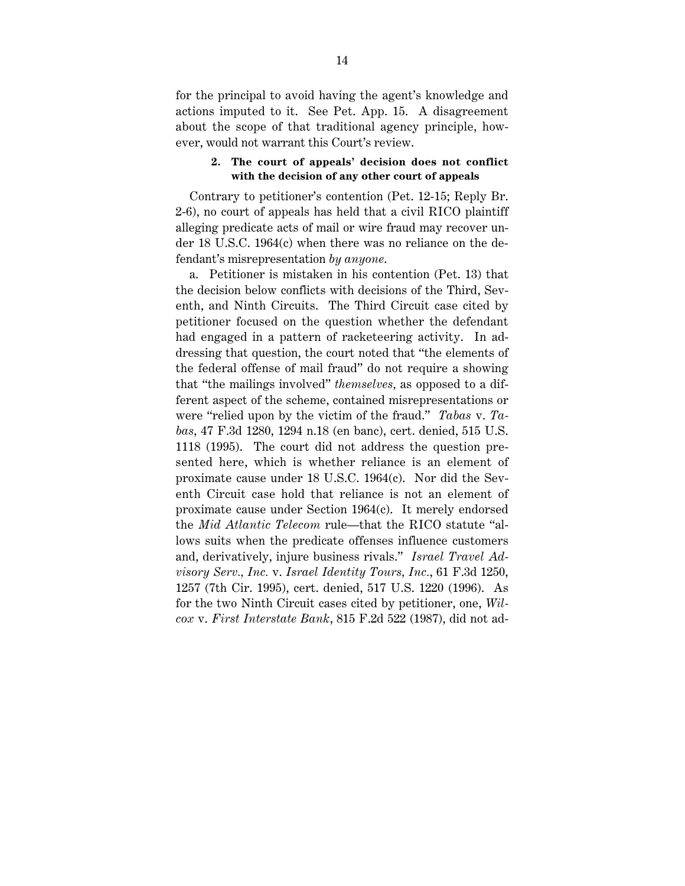for the principal to avoid having the agent's knowledge and actions imputed to it. See Pet. App. 15. A disagreement about the scope of that traditional agency principle, however, would not warrant this Court's review.

#### 2. The court of appeals' decision does not conflict with the decision of any other court of appeals

Contrary to petitioner's contention (Pet. 12-15; Reply Br. 2-6), no court of appeals has held that a civil RICO plaintiff alleging predicate acts of mail or wire fraud may recover under 18 U.S.C. 1964(c) when there was no reliance on the defendant's misrepresentation *by anyone*.

a. Petitioner is mistaken in his contention (Pet. 13) that the decision below conflicts with decisions of the Third, Seventh, and Ninth Circuits. The Third Circuit case cited by petitioner focused on the question whether the defendant had engaged in a pattern of racketeering activity. In addressing that question, the court noted that "the elements of the federal offense of mail fraud" do not require a showing that "the mailings involved" *themselves*, as opposed to a different aspect of the scheme, contained misrepresentations or were "relied upon by the victim of the fraud." *Tabas* v. *Tabas*, 47 F.3d 1280, 1294 n.18 (en banc), cert. denied, 515 U.S. 1118 (1995). The court did not address the question presented here, which is whether reliance is an element of proximate cause under 18 U.S.C. 1964(c). Nor did the Seventh Circuit case hold that reliance is not an element of proximate cause under Section 1964(c). It merely endorsed the *Mid Atlantic Telecom* rule—that the RICO statute "allows suits when the predicate offenses influence customers and, derivatively, injure business rivals." *Israel Travel Advisory Serv., Inc.* v. *Israel Identity Tours, Inc.*, 61 F.3d 1250, 1257 (7th Cir. 1995), cert. denied, 517 U.S. 1220 (1996). As for the two Ninth Circuit cases cited by petitioner, one, *Wilcox* v. *First Interstate Bank*, 815 F.2d 522 (1987), did not ad-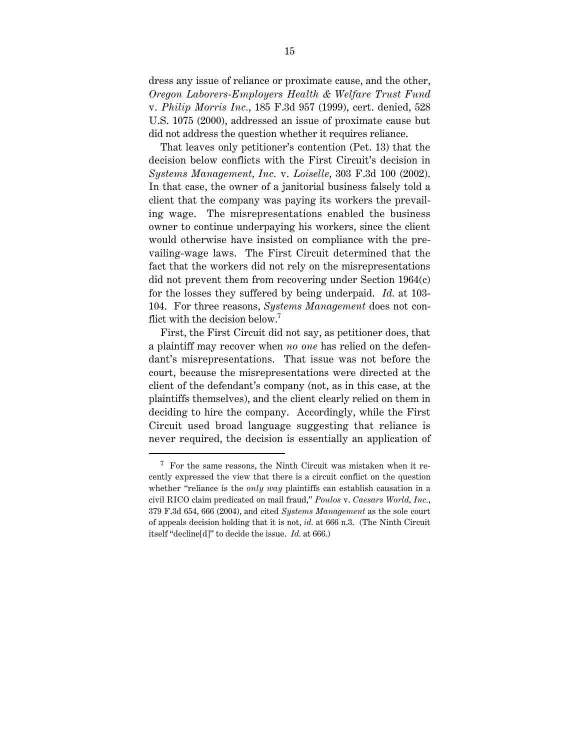dress any issue of reliance or proximate cause, and the other, *Oregon Laborers-Employers Health & Welfare Trust Fund* v. *Philip Morris Inc.*, 185 F.3d 957 (1999), cert. denied, 528 U.S. 1075 (2000), addressed an issue of proximate cause but did not address the question whether it requires reliance.

That leaves only petitioner's contention (Pet. 13) that the decision below conflicts with the First Circuit's decision in *Systems Management, Inc.* v. *Loiselle*, 303 F.3d 100 (2002). In that case, the owner of a janitorial business falsely told a client that the company was paying its workers the prevailing wage. The misrepresentations enabled the business owner to continue underpaying his workers, since the client would otherwise have insisted on compliance with the prevailing-wage laws. The First Circuit determined that the fact that the workers did not rely on the misrepresentations did not prevent them from recovering under Section 1964(c) for the losses they suffered by being underpaid. *Id.* at 103-104. For three reasons, *Systems Management* does not conflict with the decision below.[7]

First, the First Circuit did not say, as petitioner does, that a plaintiff may recover when *no one* has relied on the defendant's misrepresentations. That issue was not before the court, because the misrepresentations were directed at the client of the defendant's company (not, as in this case, at the plaintiffs themselves), and the client clearly relied on them in deciding to hire the company. Accordingly, while the First Circuit used broad language suggesting that reliance is never required, the decision is essentially an application of

[7] For the same reasons, the Ninth Circuit was mistaken when it recently expressed the view that there is a circuit conflict on the question whether "reliance is the *only way* plaintiffs can establish causation in a civil RICO claim predicated on mail fraud," *Poulos* v. *Caesars World, Inc.*, 379 F.3d 654, 666 (2004), and cited *Systems Management* as the sole court of appeals decision holding that it is not, *id.* at 666 n.3. (The Ninth Circuit itself "decline[d]" to decide the issue. *Id.* at 666.)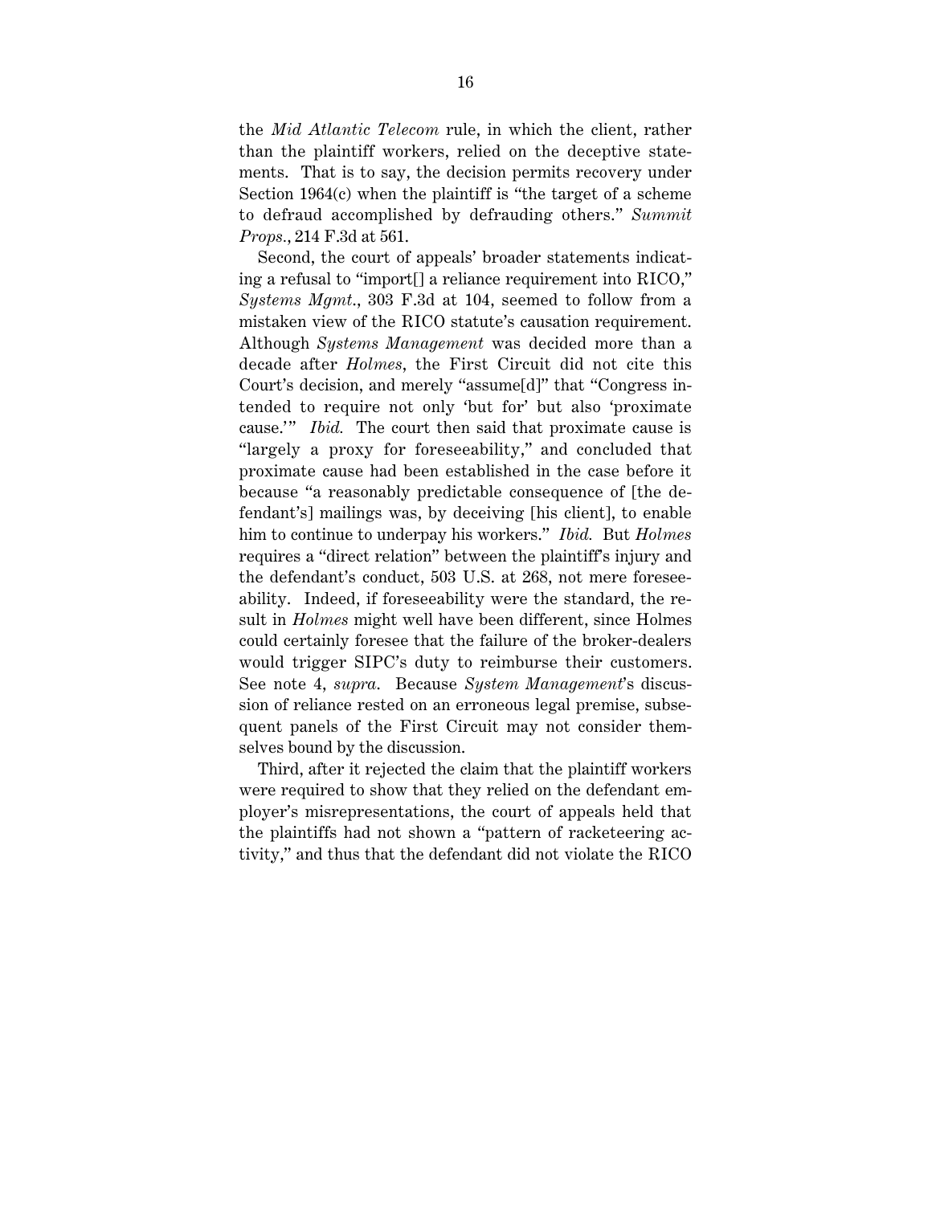the *Mid Atlantic Telecom* rule, in which the client, rather than the plaintiff workers, relied on the deceptive statements. That is to say, the decision permits recovery under Section 1964(c) when the plaintiff is "the target of a scheme to defraud accomplished by defrauding others." *Summit Props.*, 214 F.3d at 561.

Second, the court of appeals' broader statements indicating a refusal to "import[] a reliance requirement into RICO," *Systems Mgmt.*, 303 F.3d at 104, seemed to follow from a mistaken view of the RICO statute's causation requirement. Although *Systems Management* was decided more than a decade after *Holmes*, the First Circuit did not cite this Court's decision, and merely "assume[d]" that "Congress intended to require not only 'but for' but also 'proximate cause.'" *Ibid.* The court then said that proximate cause is "largely a proxy for foreseeability," and concluded that proximate cause had been established in the case before it because "a reasonably predictable consequence of [the defendant's] mailings was, by deceiving [his client], to enable him to continue to underpay his workers." *Ibid.* But *Holmes* requires a "direct relation" between the plaintiff's injury and the defendant's conduct, 503 U.S. at 268, not mere foreseeability. Indeed, if foreseeability were the standard, the result in *Holmes* might well have been different, since Holmes could certainly foresee that the failure of the broker-dealers would trigger SIPC's duty to reimburse their customers. See note 4, *supra*. Because *System Management*'s discussion of reliance rested on an erroneous legal premise, subsequent panels of the First Circuit may not consider themselves bound by the discussion.

Third, after it rejected the claim that the plaintiff workers were required to show that they relied on the defendant employer's misrepresentations, the court of appeals held that the plaintiffs had not shown a "pattern of racketeering activity," and thus that the defendant did not violate the RICO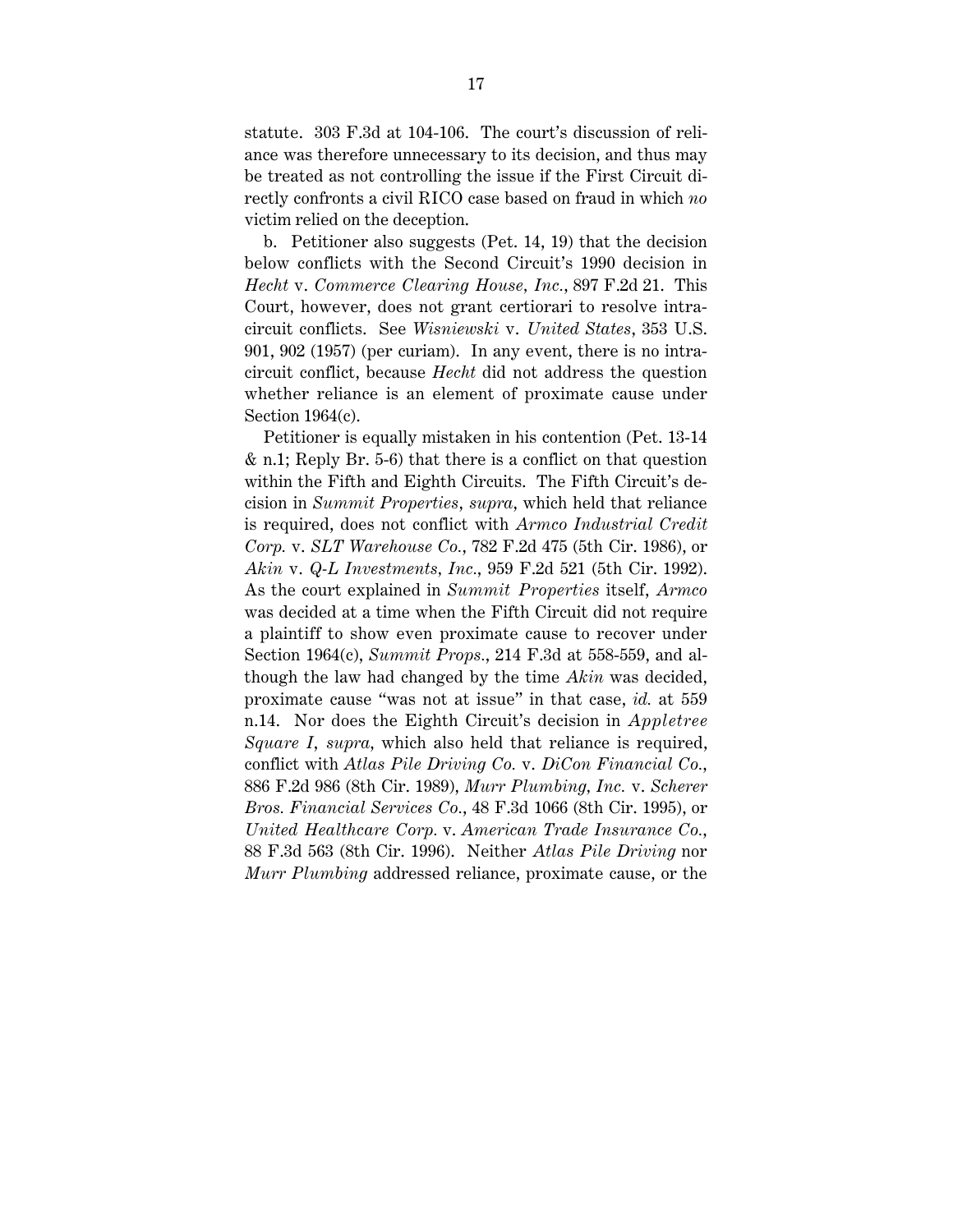statute. 303 F.3d at 104-106. The court's discussion of reliance was therefore unnecessary to its decision, and thus may be treated as not controlling the issue if the First Circuit directly confronts a civil RICO case based on fraud in which *no* victim relied on the deception.

b. Petitioner also suggests (Pet. 14, 19) that the decision below conflicts with the Second Circuit's 1990 decision in *Hecht* v. *Commerce Clearing House, Inc.*, 897 F.2d 21. This Court, however, does not grant certiorari to resolve intra-circuit conflicts. See *Wisniewski* v. *United States*, 353 U.S. 901, 902 (1957) (per curiam). In any event, there is no intra-circuit conflict, because *Hecht* did not address the question whether reliance is an element of proximate cause under Section 1964(c).

Petitioner is equally mistaken in his contention (Pet. 13-14 & n.1; Reply Br. 5-6) that there is a conflict on that question within the Fifth and Eighth Circuits. The Fifth Circuit's decision in *Summit Properties*, *supra*, which held that reliance is required, does not conflict with *Armco Industrial Credit Corp.* v. *SLT Warehouse Co.*, 782 F.2d 475 (5th Cir. 1986), or *Akin* v. *Q-L Investments, Inc.*, 959 F.2d 521 (5th Cir. 1992). As the court explained in *Summit Properties* itself, *Armco* was decided at a time when the Fifth Circuit did not require a plaintiff to show even proximate cause to recover under Section 1964(c), *Summit Props.*, 214 F.3d at 558-559, and although the law had changed by the time *Akin* was decided, proximate cause "was not at issue" in that case, *id.* at 559 n.14. Nor does the Eighth Circuit's decision in *Appletree Square I*, *supra*, which also held that reliance is required, conflict with *Atlas Pile Driving Co.* v. *DiCon Financial Co.*, 886 F.2d 986 (8th Cir. 1989), *Murr Plumbing, Inc.* v. *Scherer Bros. Financial Services Co.*, 48 F.3d 1066 (8th Cir. 1995), or *United Healthcare Corp.* v. *American Trade Insurance Co.*, 88 F.3d 563 (8th Cir. 1996). Neither *Atlas Pile Driving* nor *Murr Plumbing* addressed reliance, proximate cause, or the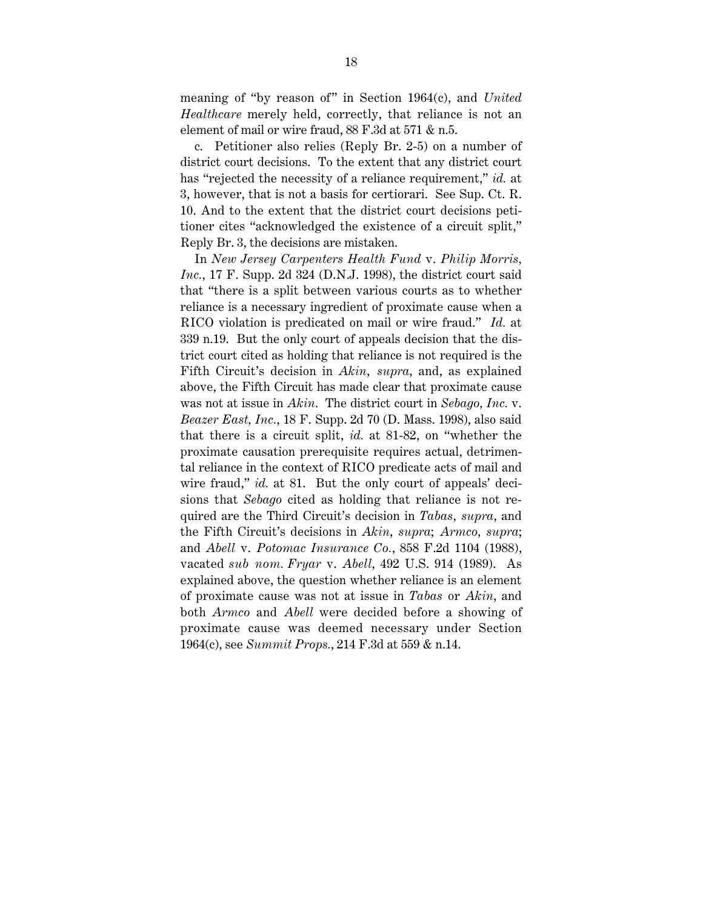meaning of "by reason of" in Section 1964(c), and *United Healthcare* merely held, correctly, that reliance is not an element of mail or wire fraud, 88 F.3d at 571 & n.5.

c. Petitioner also relies (Reply Br. 2-5) on a number of district court decisions. To the extent that any district court has "rejected the necessity of a reliance requirement," *id.* at 3, however, that is not a basis for certiorari. See Sup. Ct. R. 10. And to the extent that the district court decisions petitioner cites "acknowledged the existence of a circuit split," Reply Br. 3, the decisions are mistaken.

In *New Jersey Carpenters Health Fund* v. *Philip Morris, Inc.*, 17 F. Supp. 2d 324 (D.N.J. 1998), the district court said that "there is a split between various courts as to whether reliance is a necessary ingredient of proximate cause when a RICO violation is predicated on mail or wire fraud." *Id.* at 339 n.19. But the only court of appeals decision that the district court cited as holding that reliance is not required is the Fifth Circuit's decision in *Akin*, *supra*, and, as explained above, the Fifth Circuit has made clear that proximate cause was not at issue in *Akin*. The district court in *Sebago, Inc.* v. *Beazer East, Inc.*, 18 F. Supp. 2d 70 (D. Mass. 1998), also said that there is a circuit split, *id.* at 81-82, on "whether the proximate causation prerequisite requires actual, detrimental reliance in the context of RICO predicate acts of mail and wire fraud," *id.* at 81. But the only court of appeals' decisions that *Sebago* cited as holding that reliance is not required are the Third Circuit's decision in *Tabas*, *supra*, and the Fifth Circuit's decisions in *Akin*, *supra*; *Armco*, *supra*; and *Abell* v. *Potomac Insurance Co.*, 858 F.2d 1104 (1988), vacated *sub nom. Fryar* v. *Abell*, 492 U.S. 914 (1989). As explained above, the question whether reliance is an element of proximate cause was not at issue in *Tabas* or *Akin*, and both *Armco* and *Abell* were decided before a showing of proximate cause was deemed necessary under Section 1964(c), see *Summit Props.*, 214 F.3d at 559 & n.14.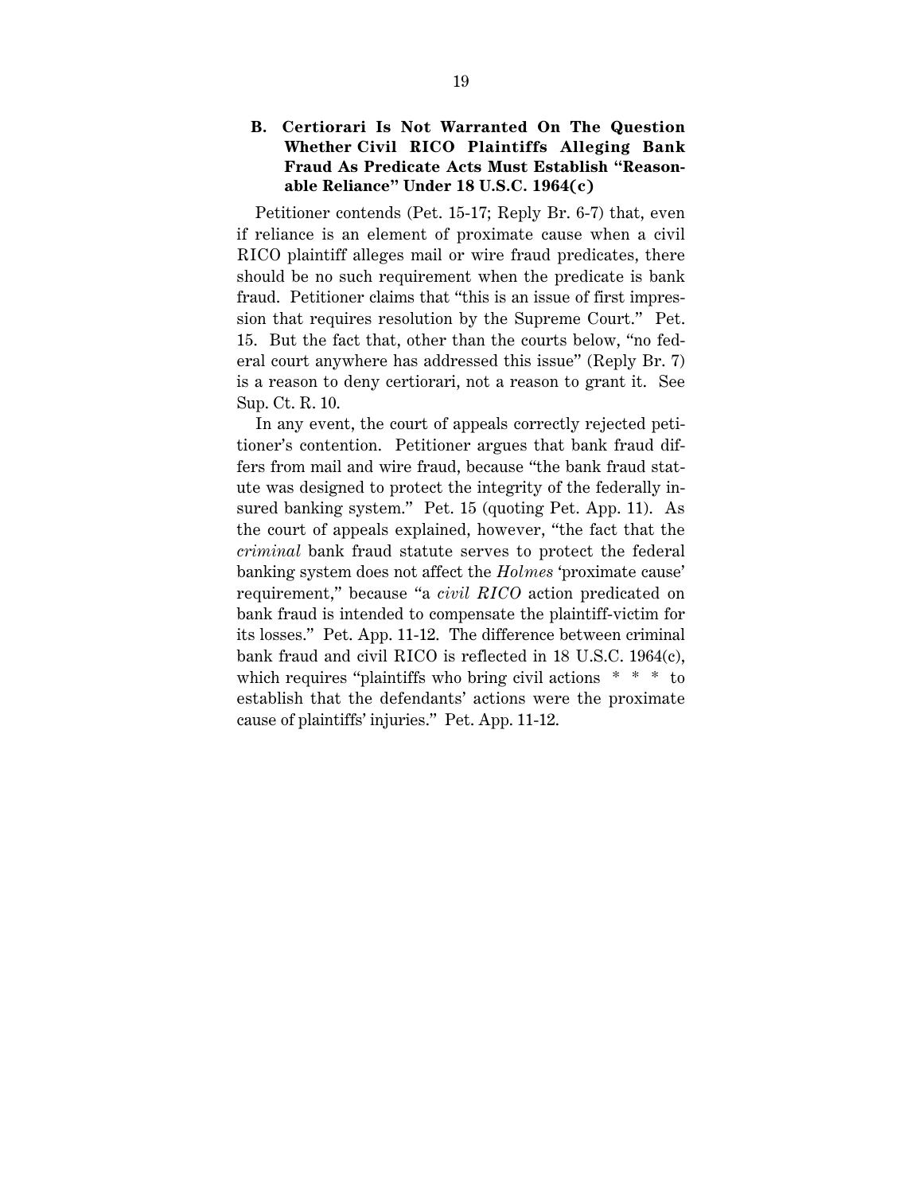### B. Certiorari Is Not Warranted On The Question Whether Civil RICO Plaintiffs Alleging Bank Fraud As Predicate Acts Must Establish "Reasonable Reliance" Under 18 U.S.C. 1964(c)

Petitioner contends (Pet. 15-17; Reply Br. 6-7) that, even if reliance is an element of proximate cause when a civil RICO plaintiff alleges mail or wire fraud predicates, there should be no such requirement when the predicate is bank fraud. Petitioner claims that "this is an issue of first impression that requires resolution by the Supreme Court." Pet. 15. But the fact that, other than the courts below, "no federal court anywhere has addressed this issue" (Reply Br. 7) is a reason to deny certiorari, not a reason to grant it. See Sup. Ct. R. 10.

In any event, the court of appeals correctly rejected petitioner's contention. Petitioner argues that bank fraud differs from mail and wire fraud, because "the bank fraud statute was designed to protect the integrity of the federally insured banking system." Pet. 15 (quoting Pet. App. 11). As the court of appeals explained, however, "the fact that the *criminal* bank fraud statute serves to protect the federal banking system does not affect the *Holmes* 'proximate cause' requirement," because "a *civil RICO* action predicated on bank fraud is intended to compensate the plaintiff-victim for its losses." Pet. App. 11-12. The difference between criminal bank fraud and civil RICO is reflected in 18 U.S.C. 1964(c), which requires "plaintiffs who bring civil actions * * * to establish that the defendants' actions were the proximate cause of plaintiffs' injuries." Pet. App. 11-12.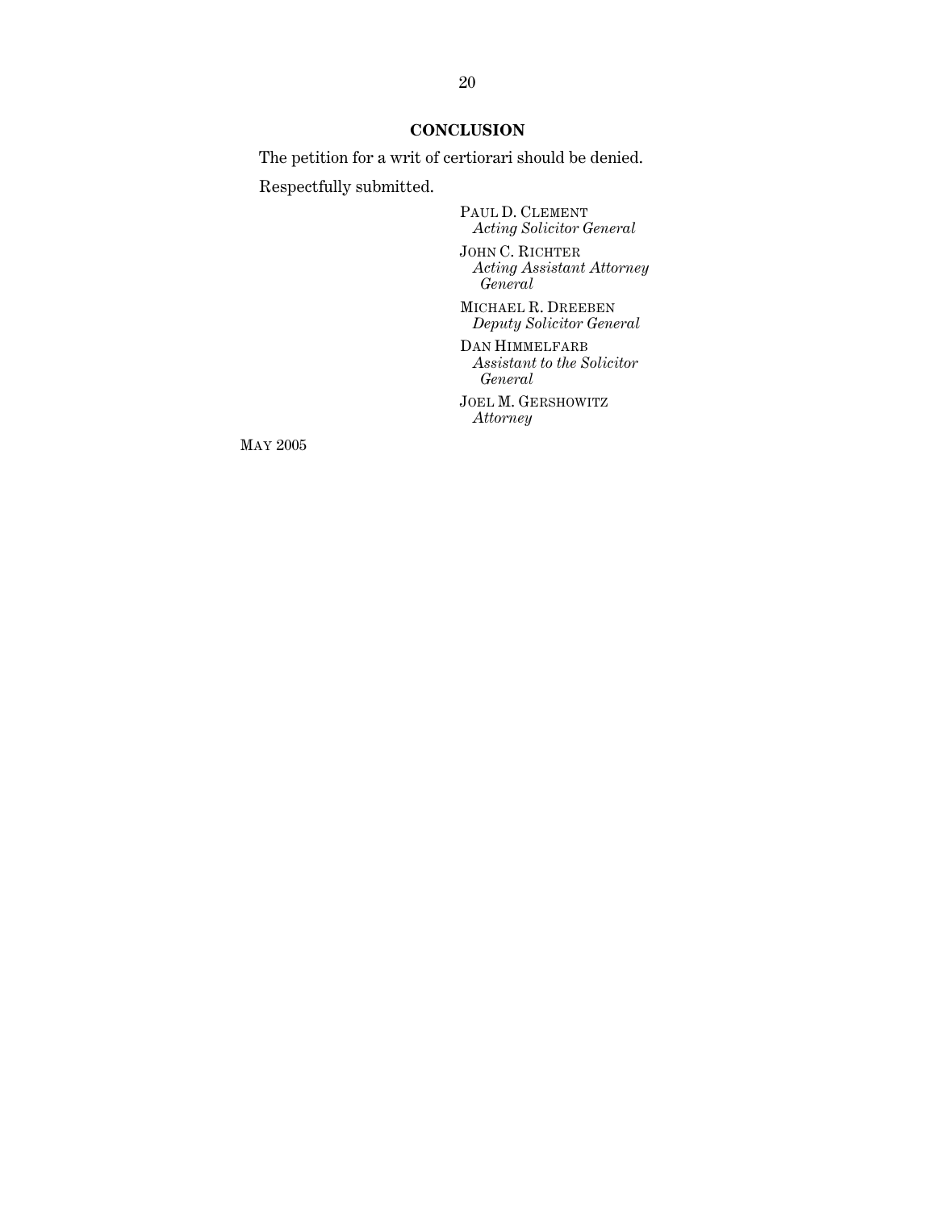## CONCLUSION

The petition for a writ of certiorari should be denied.

Respectfully submitted.

PAUL D. CLEMENT
*Acting Solicitor General*

JOHN C. RICHTER
*Acting Assistant Attorney General*

MICHAEL R. DREEBEN
*Deputy Solicitor General*

DAN HIMMELFARB
*Assistant to the Solicitor General*

JOEL M. GERSHOWITZ
*Attorney*

MAY 2005